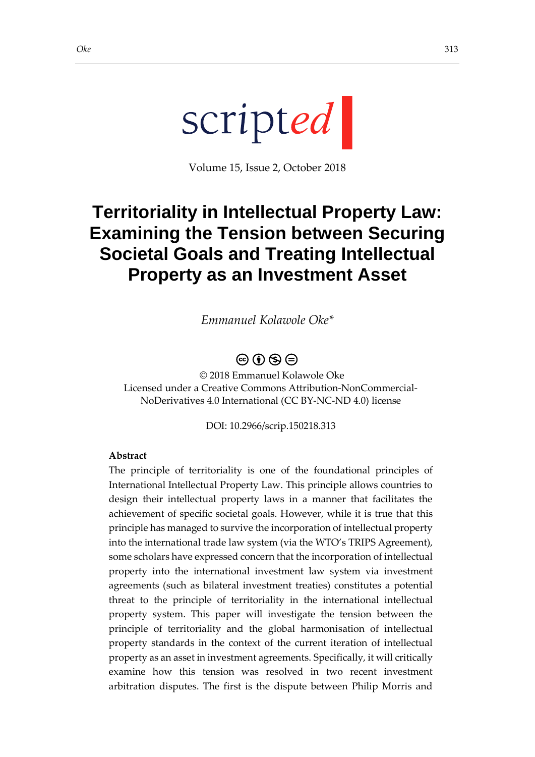scripted

Volume 15, Issue 2, October 2018

# Territoriality in Intellectual Property Law: Examining the Tension between Securing Societal Goals and Treating Intellectual Property as an Investment Asset

*Emmanuel Kolawole Oke\**

© 2018 Emmanuel Kolawole Oke
Licensed under a Creative Commons Attribution-NonCommercial-NoDerivatives 4.0 International (CC BY-NC-ND 4.0) license

DOI: 10.2966/scrip.150218.313

**Abstract**

The principle of territoriality is one of the foundational principles of International Intellectual Property Law. This principle allows countries to design their intellectual property laws in a manner that facilitates the achievement of specific societal goals. However, while it is true that this principle has managed to survive the incorporation of intellectual property into the international trade law system (via the WTO's TRIPS Agreement), some scholars have expressed concern that the incorporation of intellectual property into the international investment law system via investment agreements (such as bilateral investment treaties) constitutes a potential threat to the principle of territoriality in the international intellectual property system. This paper will investigate the tension between the principle of territoriality and the global harmonisation of intellectual property standards in the context of the current iteration of intellectual property as an asset in investment agreements. Specifically, it will critically examine how this tension was resolved in two recent investment arbitration disputes. The first is the dispute between Philip Morris and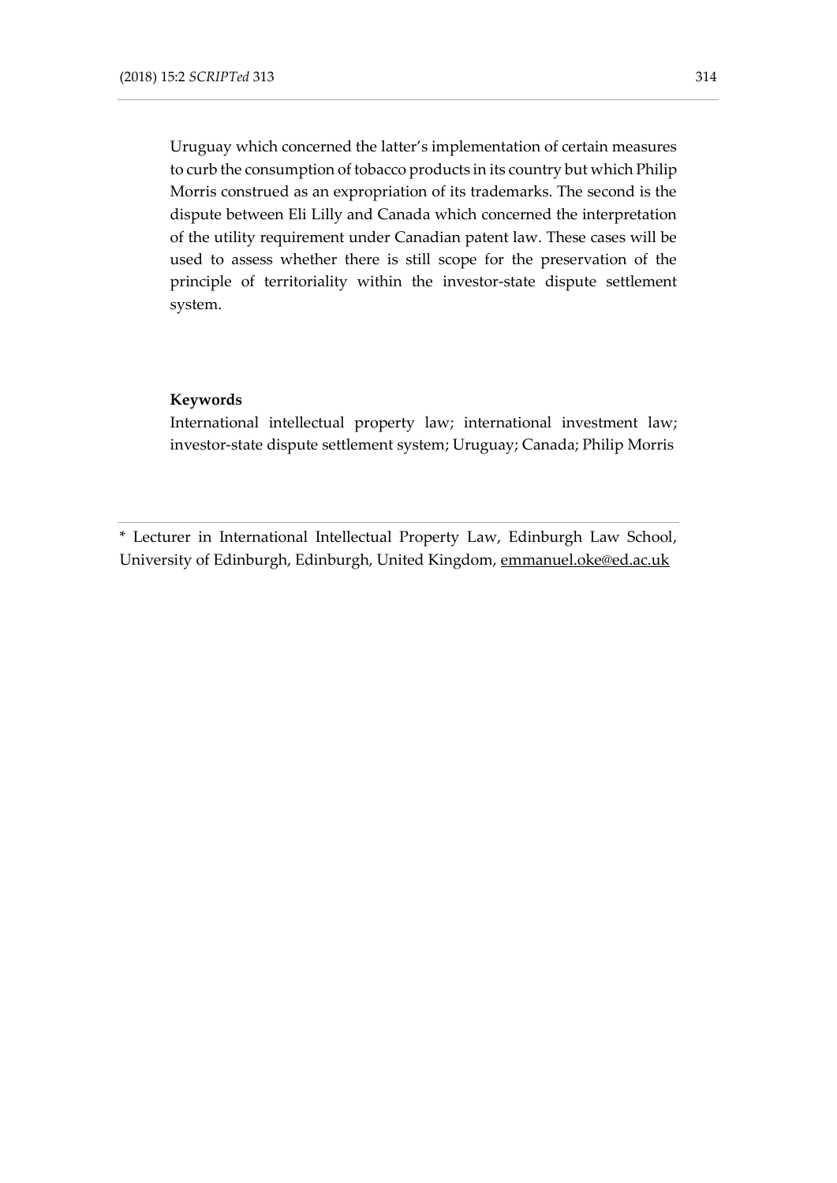Uruguay which concerned the latter's implementation of certain measures to curb the consumption of tobacco products in its country but which Philip Morris construed as an expropriation of its trademarks. The second is the dispute between Eli Lilly and Canada which concerned the interpretation of the utility requirement under Canadian patent law. These cases will be used to assess whether there is still scope for the preservation of the principle of territoriality within the investor-state dispute settlement system.

**Keywords**

International intellectual property law; international investment law; investor-state dispute settlement system; Uruguay; Canada; Philip Morris

---

* Lecturer in International Intellectual Property Law, Edinburgh Law School, University of Edinburgh, Edinburgh, United Kingdom, emmanuel.oke@ed.ac.uk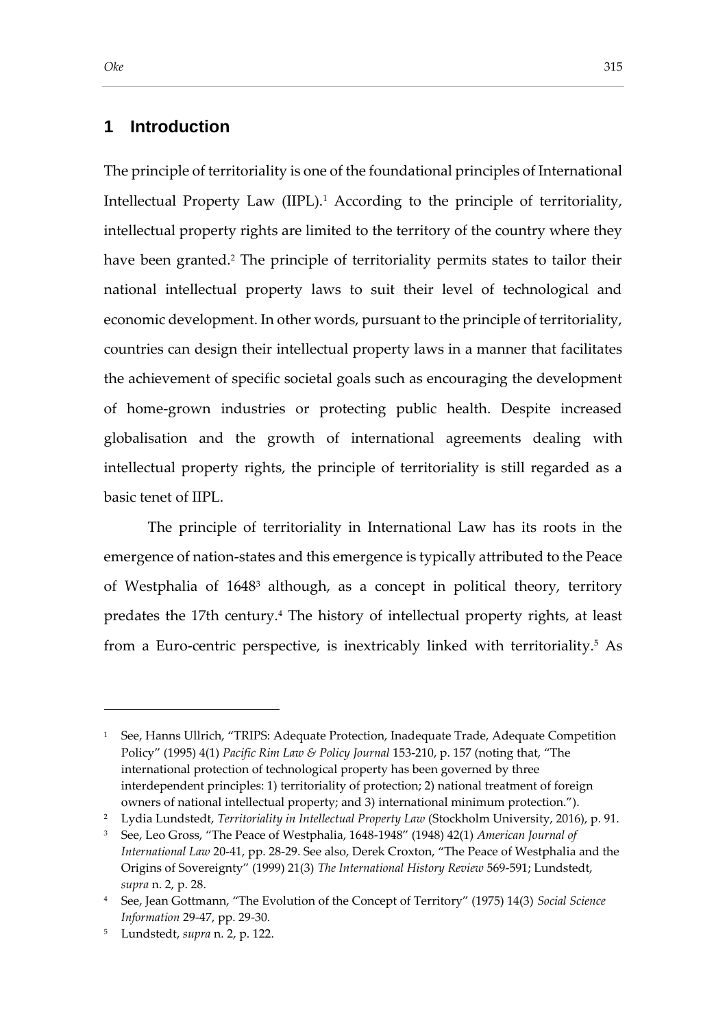## 1 Introduction

The principle of territoriality is one of the foundational principles of International Intellectual Property Law (IIPL).[1] According to the principle of territoriality, intellectual property rights are limited to the territory of the country where they have been granted.[2] The principle of territoriality permits states to tailor their national intellectual property laws to suit their level of technological and economic development. In other words, pursuant to the principle of territoriality, countries can design their intellectual property laws in a manner that facilitates the achievement of specific societal goals such as encouraging the development of home-grown industries or protecting public health. Despite increased globalisation and the growth of international agreements dealing with intellectual property rights, the principle of territoriality is still regarded as a basic tenet of IIPL.

The principle of territoriality in International Law has its roots in the emergence of nation-states and this emergence is typically attributed to the Peace of Westphalia of 1648[3] although, as a concept in political theory, territory predates the 17th century.[4] The history of intellectual property rights, at least from a Euro-centric perspective, is inextricably linked with territoriality.[5] As

---

[1] See, Hanns Ullrich, "TRIPS: Adequate Protection, Inadequate Trade, Adequate Competition Policy" (1995) 4(1) *Pacific Rim Law & Policy Journal* 153-210, p. 157 (noting that, "The international protection of technological property has been governed by three interdependent principles: 1) territoriality of protection; 2) national treatment of foreign owners of national intellectual property; and 3) international minimum protection.").

[2] Lydia Lundstedt, *Territoriality in Intellectual Property Law* (Stockholm University, 2016), p. 91.

[3] See, Leo Gross, "The Peace of Westphalia, 1648-1948" (1948) 42(1) *American Journal of International Law* 20-41, pp. 28-29. See also, Derek Croxton, "The Peace of Westphalia and the Origins of Sovereignty" (1999) 21(3) *The International History Review* 569-591; Lundstedt, *supra* n. 2, p. 28.

[4] See, Jean Gottmann, "The Evolution of the Concept of Territory" (1975) 14(3) *Social Science Information* 29-47, pp. 29-30.

[5] Lundstedt, *supra* n. 2, p. 122.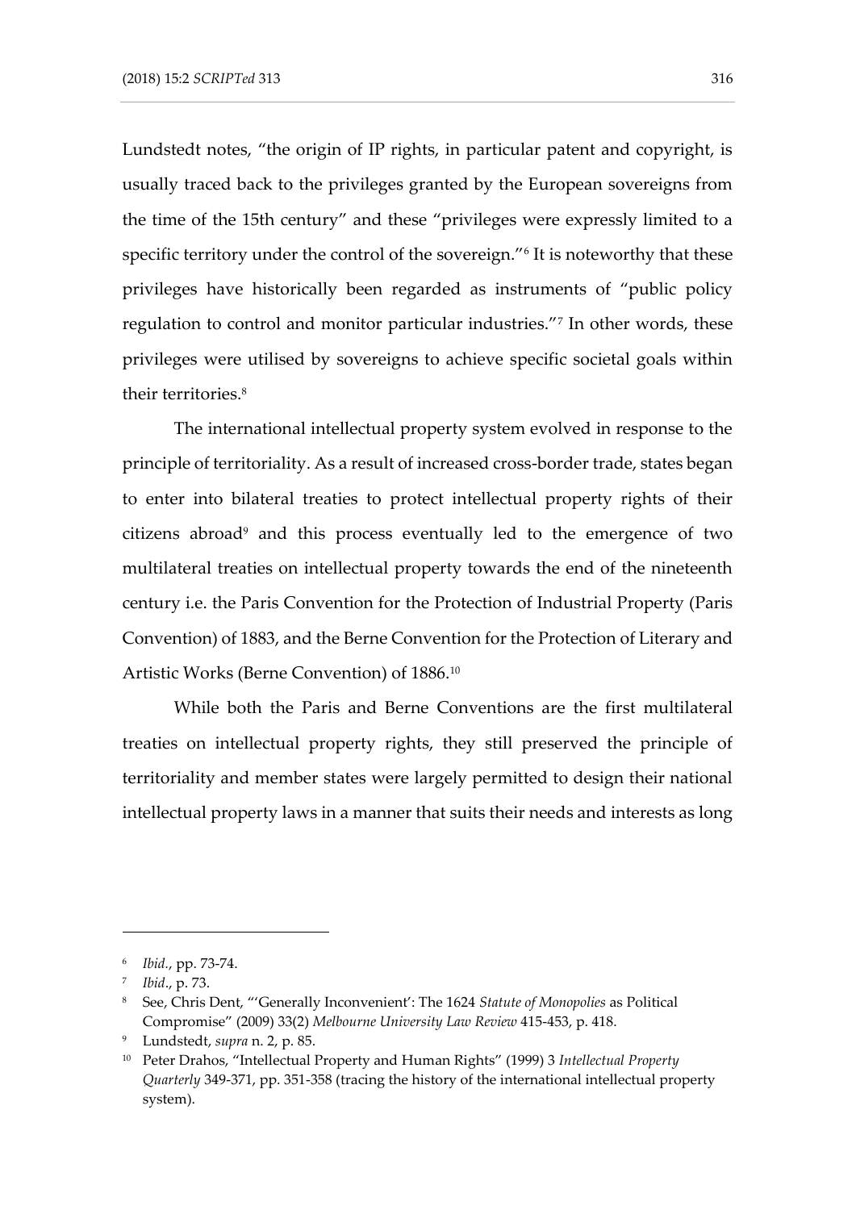Lundstedt notes, "the origin of IP rights, in particular patent and copyright, is usually traced back to the privileges granted by the European sovereigns from the time of the 15th century" and these "privileges were expressly limited to a specific territory under the control of the sovereign."[6] It is noteworthy that these privileges have historically been regarded as instruments of "public policy regulation to control and monitor particular industries."[7] In other words, these privileges were utilised by sovereigns to achieve specific societal goals within their territories.[8]

The international intellectual property system evolved in response to the principle of territoriality. As a result of increased cross-border trade, states began to enter into bilateral treaties to protect intellectual property rights of their citizens abroad[9] and this process eventually led to the emergence of two multilateral treaties on intellectual property towards the end of the nineteenth century i.e. the Paris Convention for the Protection of Industrial Property (Paris Convention) of 1883, and the Berne Convention for the Protection of Literary and Artistic Works (Berne Convention) of 1886.[10]

While both the Paris and Berne Conventions are the first multilateral treaties on intellectual property rights, they still preserved the principle of territoriality and member states were largely permitted to design their national intellectual property laws in a manner that suits their needs and interests as long

---

[6] *Ibid.*, pp. 73-74.

[7] *Ibid*., p. 73.

[8] See, Chris Dent, "'Generally Inconvenient': The 1624 *Statute of Monopolies* as Political Compromise" (2009) 33(2) *Melbourne University Law Review* 415-453, p. 418.

[9] Lundstedt, *supra* n. 2, p. 85.

[10] Peter Drahos, "Intellectual Property and Human Rights" (1999) 3 *Intellectual Property Quarterly* 349-371, pp. 351-358 (tracing the history of the international intellectual property system).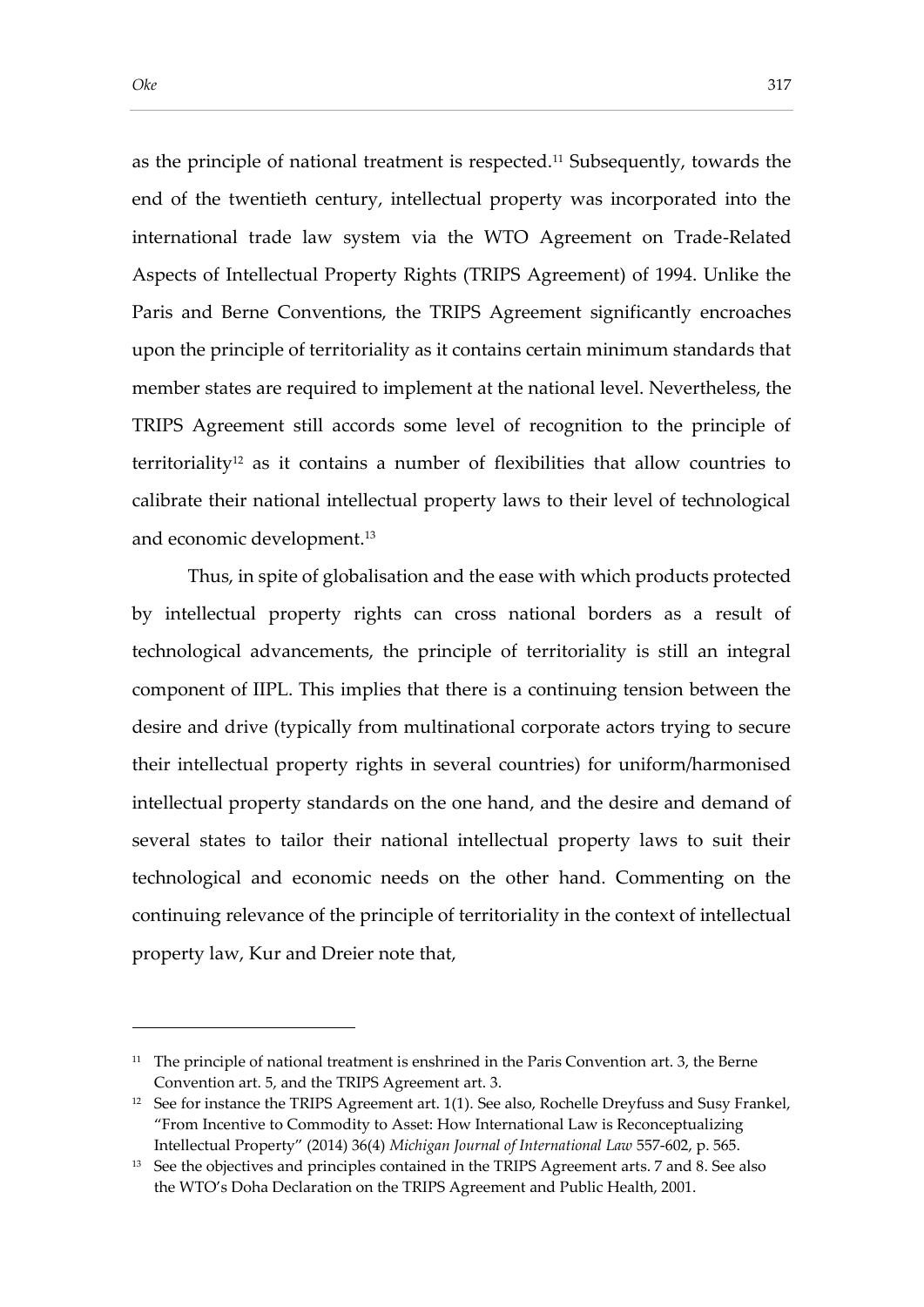as the principle of national treatment is respected.[11] Subsequently, towards the end of the twentieth century, intellectual property was incorporated into the international trade law system via the WTO Agreement on Trade-Related Aspects of Intellectual Property Rights (TRIPS Agreement) of 1994. Unlike the Paris and Berne Conventions, the TRIPS Agreement significantly encroaches upon the principle of territoriality as it contains certain minimum standards that member states are required to implement at the national level. Nevertheless, the TRIPS Agreement still accords some level of recognition to the principle of territoriality[12] as it contains a number of flexibilities that allow countries to calibrate their national intellectual property laws to their level of technological and economic development.[13]

Thus, in spite of globalisation and the ease with which products protected by intellectual property rights can cross national borders as a result of technological advancements, the principle of territoriality is still an integral component of IIPL. This implies that there is a continuing tension between the desire and drive (typically from multinational corporate actors trying to secure their intellectual property rights in several countries) for uniform/harmonised intellectual property standards on the one hand, and the desire and demand of several states to tailor their national intellectual property laws to suit their technological and economic needs on the other hand. Commenting on the continuing relevance of the principle of territoriality in the context of intellectual property law, Kur and Dreier note that,

---

[11] The principle of national treatment is enshrined in the Paris Convention art. 3, the Berne Convention art. 5, and the TRIPS Agreement art. 3.

[12] See for instance the TRIPS Agreement art. 1(1). See also, Rochelle Dreyfuss and Susy Frankel, "From Incentive to Commodity to Asset: How International Law is Reconceptualizing Intellectual Property" (2014) 36(4) *Michigan Journal of International Law* 557-602, p. 565.

[13] See the objectives and principles contained in the TRIPS Agreement arts. 7 and 8. See also the WTO's Doha Declaration on the TRIPS Agreement and Public Health, 2001.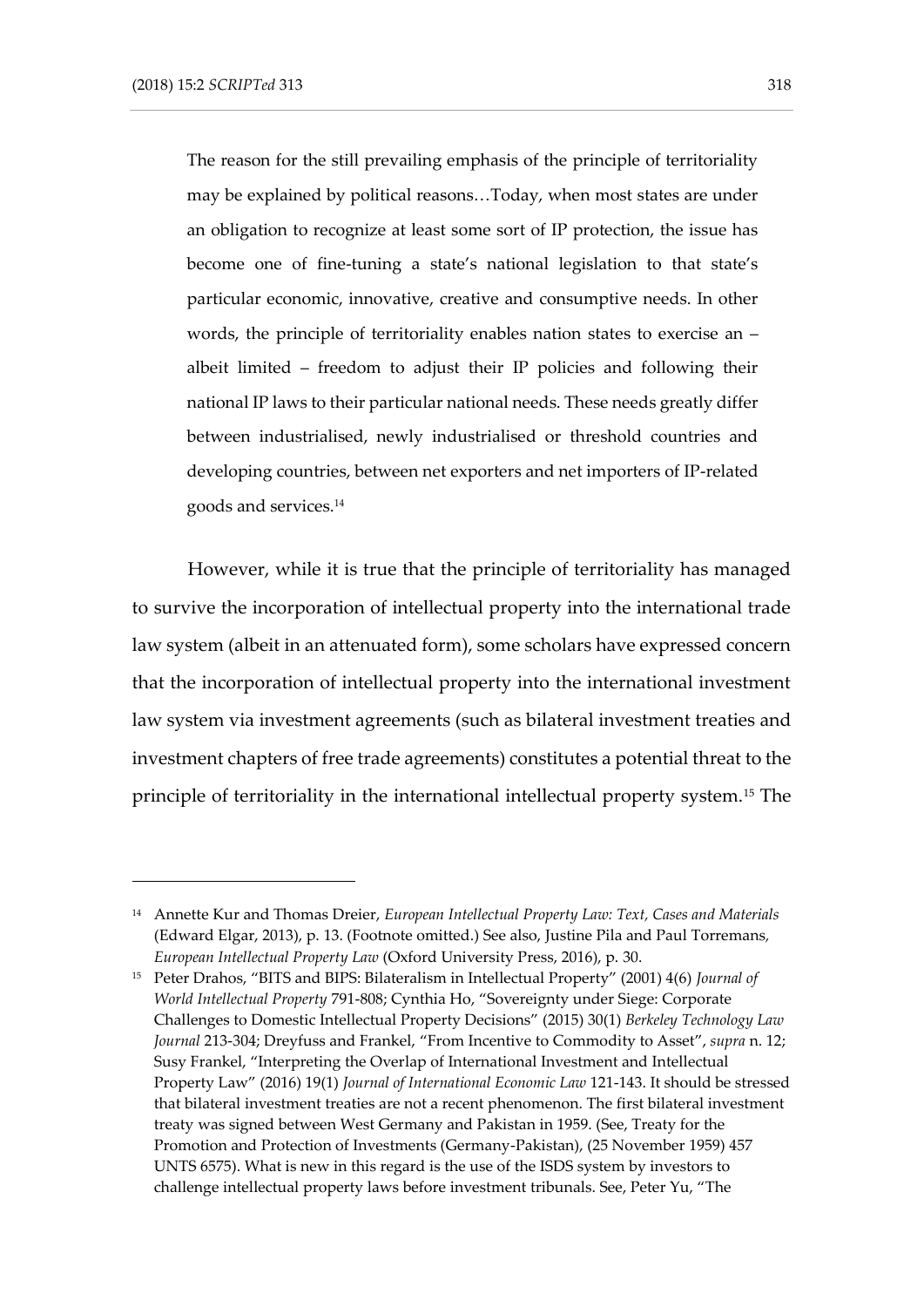> The reason for the still prevailing emphasis of the principle of territoriality may be explained by political reasons…Today, when most states are under an obligation to recognize at least some sort of IP protection, the issue has become one of fine-tuning a state's national legislation to that state's particular economic, innovative, creative and consumptive needs. In other words, the principle of territoriality enables nation states to exercise an – albeit limited – freedom to adjust their IP policies and following their national IP laws to their particular national needs. These needs greatly differ between industrialised, newly industrialised or threshold countries and developing countries, between net exporters and net importers of IP-related goods and services.[14]

However, while it is true that the principle of territoriality has managed to survive the incorporation of intellectual property into the international trade law system (albeit in an attenuated form), some scholars have expressed concern that the incorporation of intellectual property into the international investment law system via investment agreements (such as bilateral investment treaties and investment chapters of free trade agreements) constitutes a potential threat to the principle of territoriality in the international intellectual property system.[15] The

---

[14] Annette Kur and Thomas Dreier, *European Intellectual Property Law: Text, Cases and Materials* (Edward Elgar, 2013), p. 13. (Footnote omitted.) See also, Justine Pila and Paul Torremans, *European Intellectual Property Law* (Oxford University Press, 2016), p. 30.

[15] Peter Drahos, "BITS and BIPS: Bilateralism in Intellectual Property" (2001) 4(6) *Journal of World Intellectual Property* 791-808; Cynthia Ho, "Sovereignty under Siege: Corporate Challenges to Domestic Intellectual Property Decisions" (2015) 30(1) *Berkeley Technology Law Journal* 213-304; Dreyfuss and Frankel, "From Incentive to Commodity to Asset", *supra* n. 12; Susy Frankel, "Interpreting the Overlap of International Investment and Intellectual Property Law" (2016) 19(1) *Journal of International Economic Law* 121-143. It should be stressed that bilateral investment treaties are not a recent phenomenon. The first bilateral investment treaty was signed between West Germany and Pakistan in 1959. (See, Treaty for the Promotion and Protection of Investments (Germany-Pakistan), (25 November 1959) 457 UNTS 6575). What is new in this regard is the use of the ISDS system by investors to challenge intellectual property laws before investment tribunals. See, Peter Yu, "The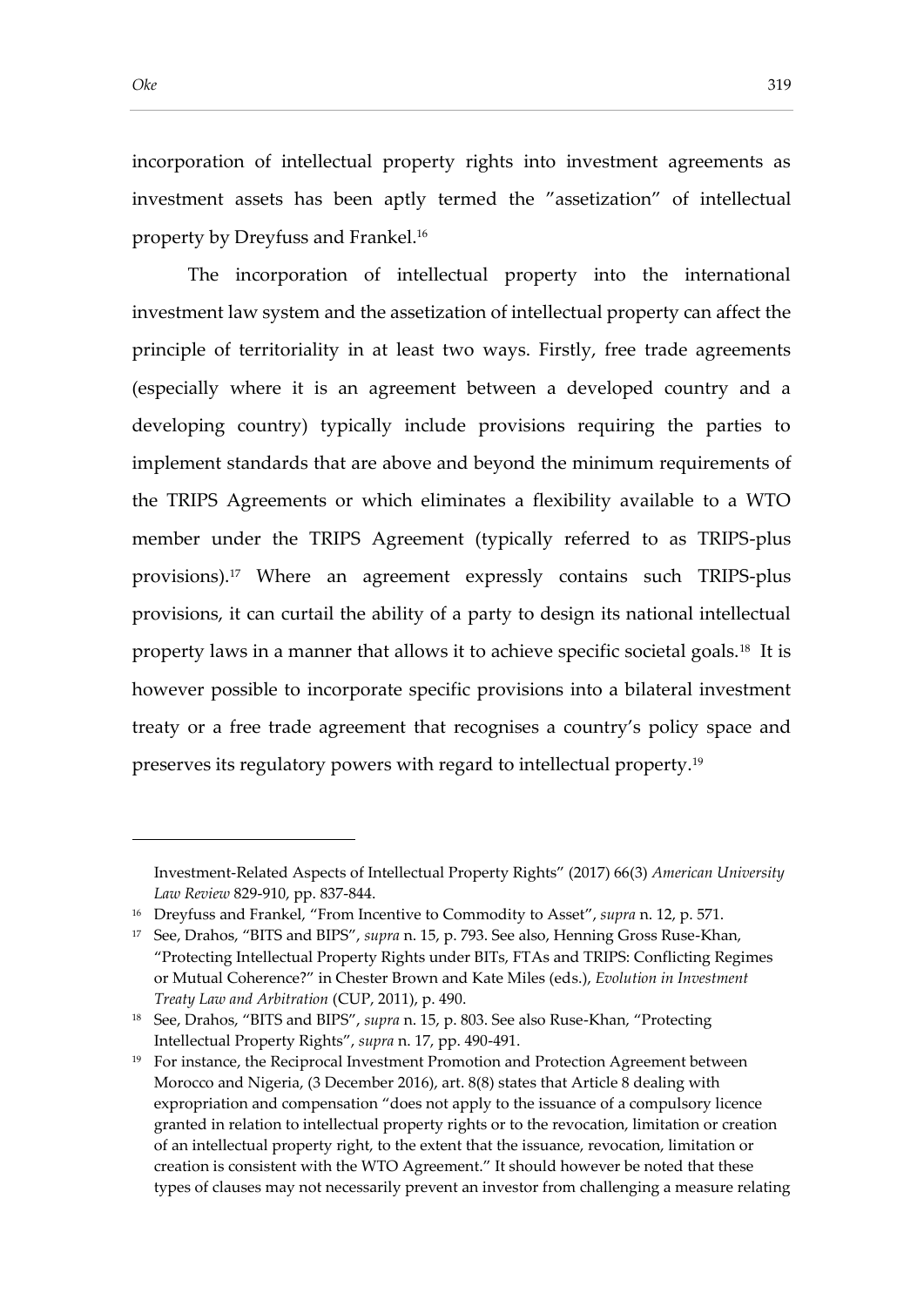incorporation of intellectual property rights into investment agreements as investment assets has been aptly termed the "assetization" of intellectual property by Dreyfuss and Frankel.[16]

The incorporation of intellectual property into the international investment law system and the assetization of intellectual property can affect the principle of territoriality in at least two ways. Firstly, free trade agreements (especially where it is an agreement between a developed country and a developing country) typically include provisions requiring the parties to implement standards that are above and beyond the minimum requirements of the TRIPS Agreements or which eliminates a flexibility available to a WTO member under the TRIPS Agreement (typically referred to as TRIPS-plus provisions).[17] Where an agreement expressly contains such TRIPS-plus provisions, it can curtail the ability of a party to design its national intellectual property laws in a manner that allows it to achieve specific societal goals.[18] It is however possible to incorporate specific provisions into a bilateral investment treaty or a free trade agreement that recognises a country's policy space and preserves its regulatory powers with regard to intellectual property.[19]

---

Investment-Related Aspects of Intellectual Property Rights" (2017) 66(3) *American University Law Review* 829-910, pp. 837-844.

[16] Dreyfuss and Frankel, "From Incentive to Commodity to Asset", *supra* n. 12, p. 571.

[17] See, Drahos, "BITS and BIPS", *supra* n. 15, p. 793. See also, Henning Gross Ruse-Khan, "Protecting Intellectual Property Rights under BITs, FTAs and TRIPS: Conflicting Regimes or Mutual Coherence?" in Chester Brown and Kate Miles (eds.), *Evolution in Investment Treaty Law and Arbitration* (CUP, 2011), p. 490.

[18] See, Drahos, "BITS and BIPS", *supra* n. 15, p. 803. See also Ruse-Khan, "Protecting Intellectual Property Rights", *supra* n. 17, pp. 490-491.

[19] For instance, the Reciprocal Investment Promotion and Protection Agreement between Morocco and Nigeria, (3 December 2016), art. 8(8) states that Article 8 dealing with expropriation and compensation "does not apply to the issuance of a compulsory licence granted in relation to intellectual property rights or to the revocation, limitation or creation of an intellectual property right, to the extent that the issuance, revocation, limitation or creation is consistent with the WTO Agreement." It should however be noted that these types of clauses may not necessarily prevent an investor from challenging a measure relating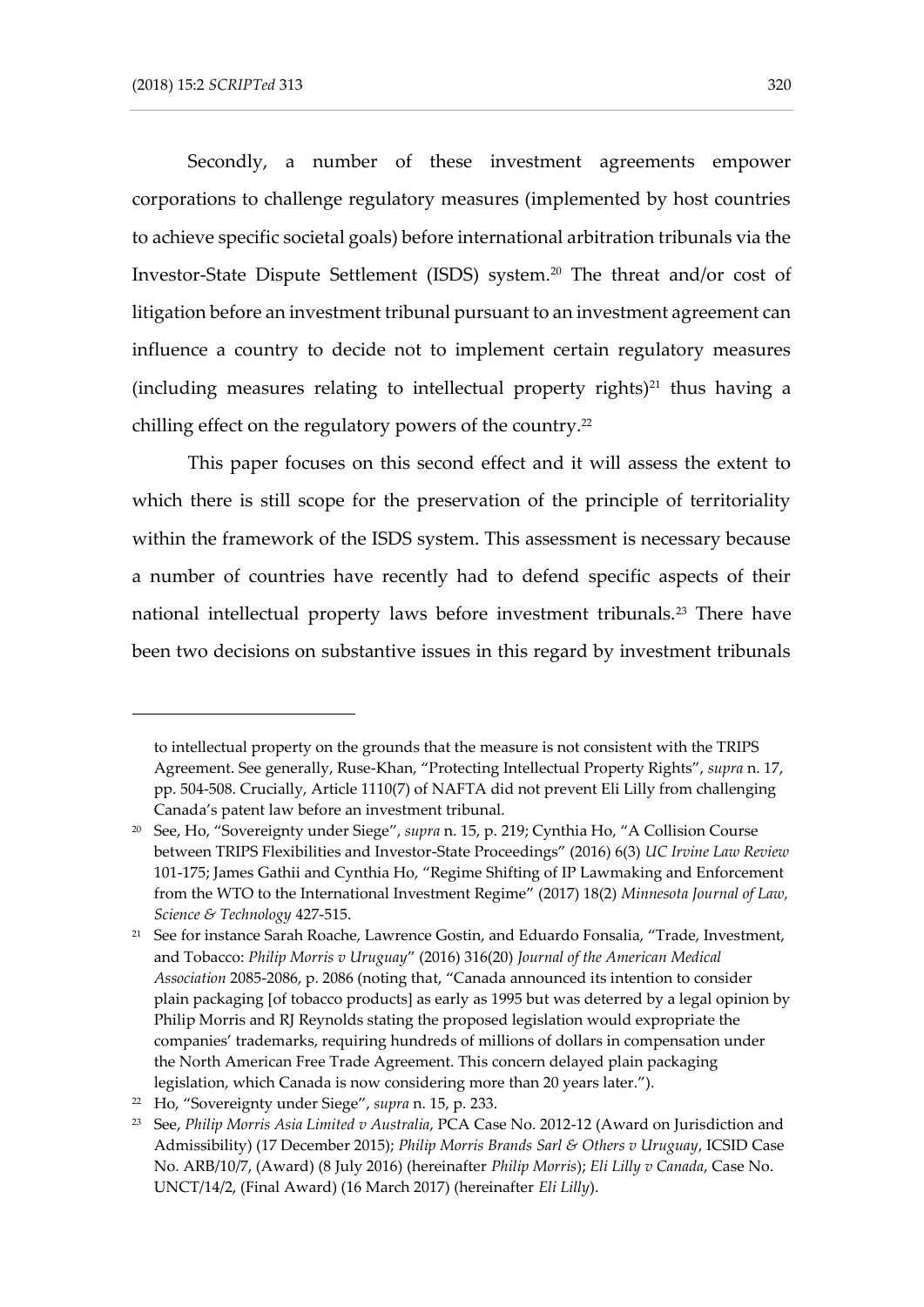Secondly, a number of these investment agreements empower corporations to challenge regulatory measures (implemented by host countries to achieve specific societal goals) before international arbitration tribunals via the Investor-State Dispute Settlement (ISDS) system.[20] The threat and/or cost of litigation before an investment tribunal pursuant to an investment agreement can influence a country to decide not to implement certain regulatory measures (including measures relating to intellectual property rights)[21] thus having a chilling effect on the regulatory powers of the country.[22]

This paper focuses on this second effect and it will assess the extent to which there is still scope for the preservation of the principle of territoriality within the framework of the ISDS system. This assessment is necessary because a number of countries have recently had to defend specific aspects of their national intellectual property laws before investment tribunals.[23] There have been two decisions on substantive issues in this regard by investment tribunals

---

to intellectual property on the grounds that the measure is not consistent with the TRIPS Agreement. See generally, Ruse-Khan, "Protecting Intellectual Property Rights", *supra* n. 17, pp. 504-508. Crucially, Article 1110(7) of NAFTA did not prevent Eli Lilly from challenging Canada's patent law before an investment tribunal.

[20] See, Ho, "Sovereignty under Siege", *supra* n. 15, p. 219; Cynthia Ho, "A Collision Course between TRIPS Flexibilities and Investor-State Proceedings" (2016) 6(3) *UC Irvine Law Review* 101-175; James Gathii and Cynthia Ho, "Regime Shifting of IP Lawmaking and Enforcement from the WTO to the International Investment Regime" (2017) 18(2) *Minnesota Journal of Law, Science & Technology* 427-515.

[21] See for instance Sarah Roache, Lawrence Gostin, and Eduardo Fonsalia, "Trade, Investment, and Tobacco: *Philip Morris v Uruguay*" (2016) 316(20) *Journal of the American Medical Association* 2085-2086, p. 2086 (noting that, "Canada announced its intention to consider plain packaging [of tobacco products] as early as 1995 but was deterred by a legal opinion by Philip Morris and RJ Reynolds stating the proposed legislation would expropriate the companies' trademarks, requiring hundreds of millions of dollars in compensation under the North American Free Trade Agreement. This concern delayed plain packaging legislation, which Canada is now considering more than 20 years later.").

[22] Ho, "Sovereignty under Siege", *supra* n. 15, p. 233.

[23] See, *Philip Morris Asia Limited v Australia*, PCA Case No. 2012-12 (Award on Jurisdiction and Admissibility) (17 December 2015); *Philip Morris Brands Sarl & Others v Uruguay*, ICSID Case No. ARB/10/7, (Award) (8 July 2016) (hereinafter *Philip Morris*); *Eli Lilly v Canada*, Case No. UNCT/14/2, (Final Award) (16 March 2017) (hereinafter *Eli Lilly*).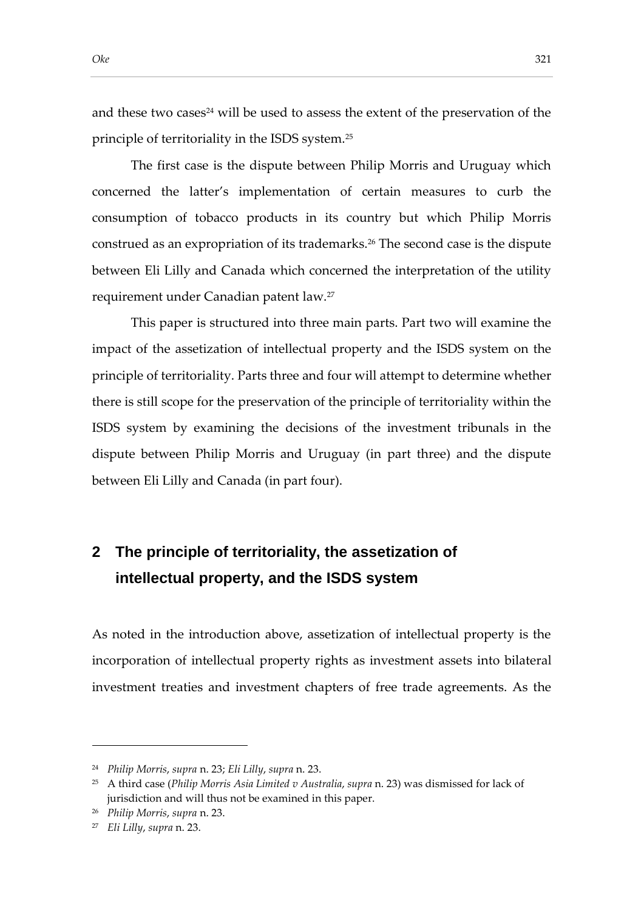and these two cases[24] will be used to assess the extent of the preservation of the principle of territoriality in the ISDS system.[25]

The first case is the dispute between Philip Morris and Uruguay which concerned the latter's implementation of certain measures to curb the consumption of tobacco products in its country but which Philip Morris construed as an expropriation of its trademarks.[26] The second case is the dispute between Eli Lilly and Canada which concerned the interpretation of the utility requirement under Canadian patent law.[27]

This paper is structured into three main parts. Part two will examine the impact of the assetization of intellectual property and the ISDS system on the principle of territoriality. Parts three and four will attempt to determine whether there is still scope for the preservation of the principle of territoriality within the ISDS system by examining the decisions of the investment tribunals in the dispute between Philip Morris and Uruguay (in part three) and the dispute between Eli Lilly and Canada (in part four).

## 2 The principle of territoriality, the assetization of intellectual property, and the ISDS system

As noted in the introduction above, assetization of intellectual property is the incorporation of intellectual property rights as investment assets into bilateral investment treaties and investment chapters of free trade agreements. As the

---

[24] *Philip Morris*, *supra* n. 23; *Eli Lilly*, *supra* n. 23.

[25] A third case (*Philip Morris Asia Limited v Australia, supra* n. 23) was dismissed for lack of jurisdiction and will thus not be examined in this paper.

[26] *Philip Morris*, *supra* n. 23.

[27] *Eli Lilly*, *supra* n. 23.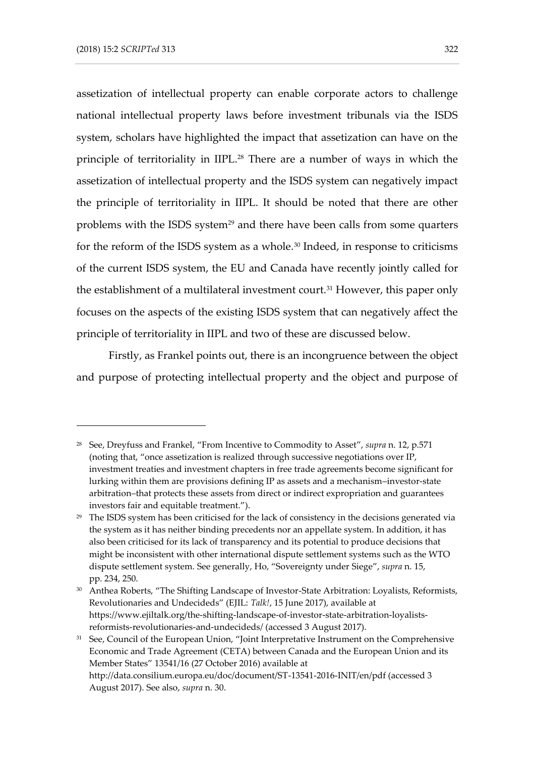assetization of intellectual property can enable corporate actors to challenge national intellectual property laws before investment tribunals via the ISDS system, scholars have highlighted the impact that assetization can have on the principle of territoriality in IIPL.[28] There are a number of ways in which the assetization of intellectual property and the ISDS system can negatively impact the principle of territoriality in IIPL. It should be noted that there are other problems with the ISDS system[29] and there have been calls from some quarters for the reform of the ISDS system as a whole.[30] Indeed, in response to criticisms of the current ISDS system, the EU and Canada have recently jointly called for the establishment of a multilateral investment court.[31] However, this paper only focuses on the aspects of the existing ISDS system that can negatively affect the principle of territoriality in IIPL and two of these are discussed below.

Firstly, as Frankel points out, there is an incongruence between the object and purpose of protecting intellectual property and the object and purpose of

---

[28] See, Dreyfuss and Frankel, "From Incentive to Commodity to Asset", *supra* n. 12, p.571 (noting that, "once assetization is realized through successive negotiations over IP, investment treaties and investment chapters in free trade agreements become significant for lurking within them are provisions defining IP as assets and a mechanism–investor-state arbitration–that protects these assets from direct or indirect expropriation and guarantees investors fair and equitable treatment.").

[29] The ISDS system has been criticised for the lack of consistency in the decisions generated via the system as it has neither binding precedents nor an appellate system. In addition, it has also been criticised for its lack of transparency and its potential to produce decisions that might be inconsistent with other international dispute settlement systems such as the WTO dispute settlement system. See generally, Ho, "Sovereignty under Siege", *supra* n. 15, pp. 234, 250.

[30] Anthea Roberts, "The Shifting Landscape of Investor-State Arbitration: Loyalists, Reformists, Revolutionaries and Undecideds" (EJIL: *Talk!*, 15 June 2017), available at https://www.ejiltalk.org/the-shifting-landscape-of-investor-state-arbitration-loyalists-reformists-revolutionaries-and-undecideds/ (accessed 3 August 2017).

[31] See, Council of the European Union, "Joint Interpretative Instrument on the Comprehensive Economic and Trade Agreement (CETA) between Canada and the European Union and its Member States" 13541/16 (27 October 2016) available at http://data.consilium.europa.eu/doc/document/ST-13541-2016-INIT/en/pdf (accessed 3 August 2017). See also, *supra* n. 30.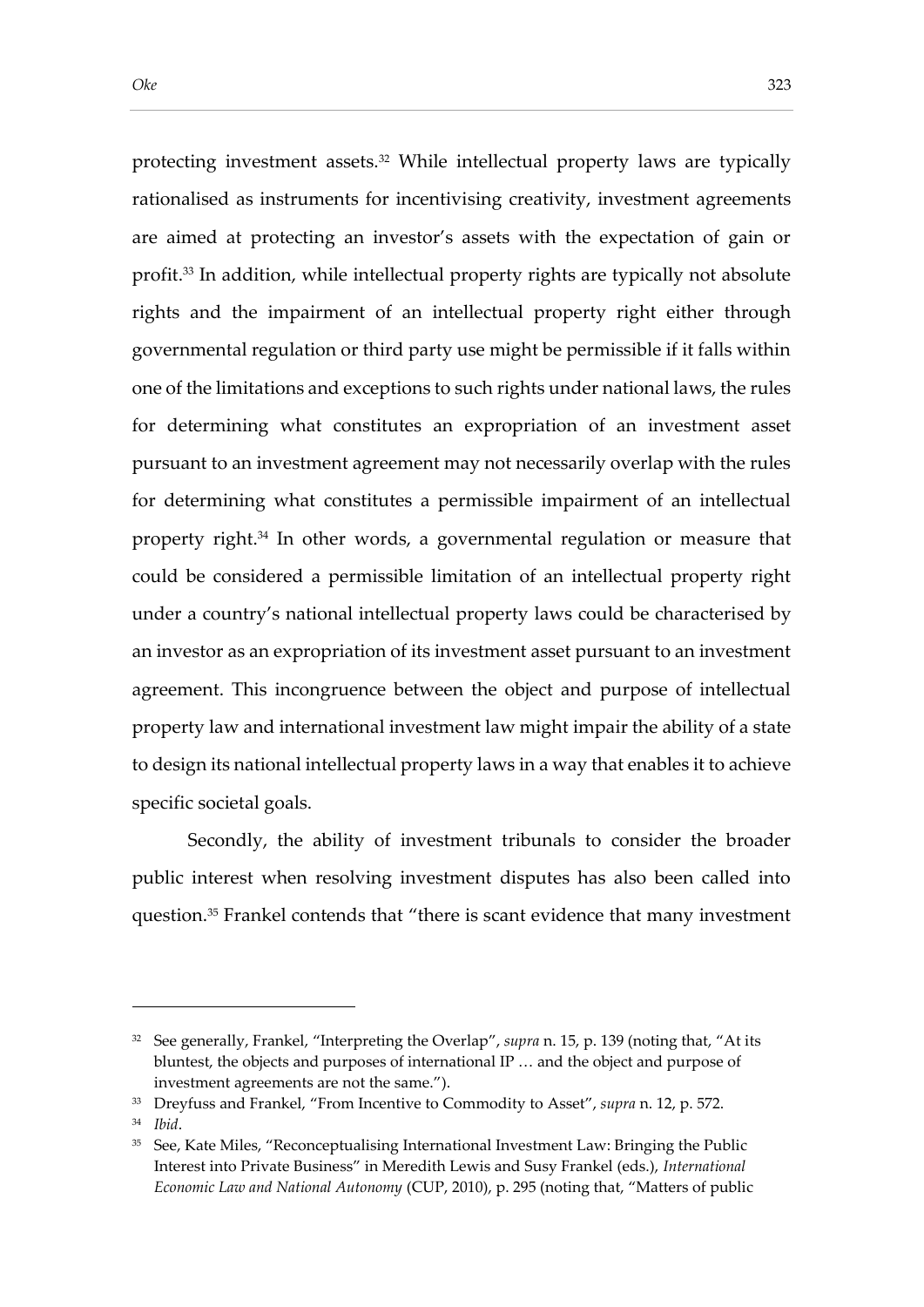protecting investment assets.[32] While intellectual property laws are typically rationalised as instruments for incentivising creativity, investment agreements are aimed at protecting an investor's assets with the expectation of gain or profit.[33] In addition, while intellectual property rights are typically not absolute rights and the impairment of an intellectual property right either through governmental regulation or third party use might be permissible if it falls within one of the limitations and exceptions to such rights under national laws, the rules for determining what constitutes an expropriation of an investment asset pursuant to an investment agreement may not necessarily overlap with the rules for determining what constitutes a permissible impairment of an intellectual property right.[34] In other words, a governmental regulation or measure that could be considered a permissible limitation of an intellectual property right under a country's national intellectual property laws could be characterised by an investor as an expropriation of its investment asset pursuant to an investment agreement. This incongruence between the object and purpose of intellectual property law and international investment law might impair the ability of a state to design its national intellectual property laws in a way that enables it to achieve specific societal goals.

Secondly, the ability of investment tribunals to consider the broader public interest when resolving investment disputes has also been called into question.[35] Frankel contends that "there is scant evidence that many investment

---

[32] See generally, Frankel, "Interpreting the Overlap", *supra* n. 15, p. 139 (noting that, "At its bluntest, the objects and purposes of international IP … and the object and purpose of investment agreements are not the same.").

[33] Dreyfuss and Frankel, "From Incentive to Commodity to Asset", *supra* n. 12, p. 572.

[34] *Ibid*.

[35] See, Kate Miles, "Reconceptualising International Investment Law: Bringing the Public Interest into Private Business" in Meredith Lewis and Susy Frankel (eds.), *International Economic Law and National Autonomy* (CUP, 2010), p. 295 (noting that, "Matters of public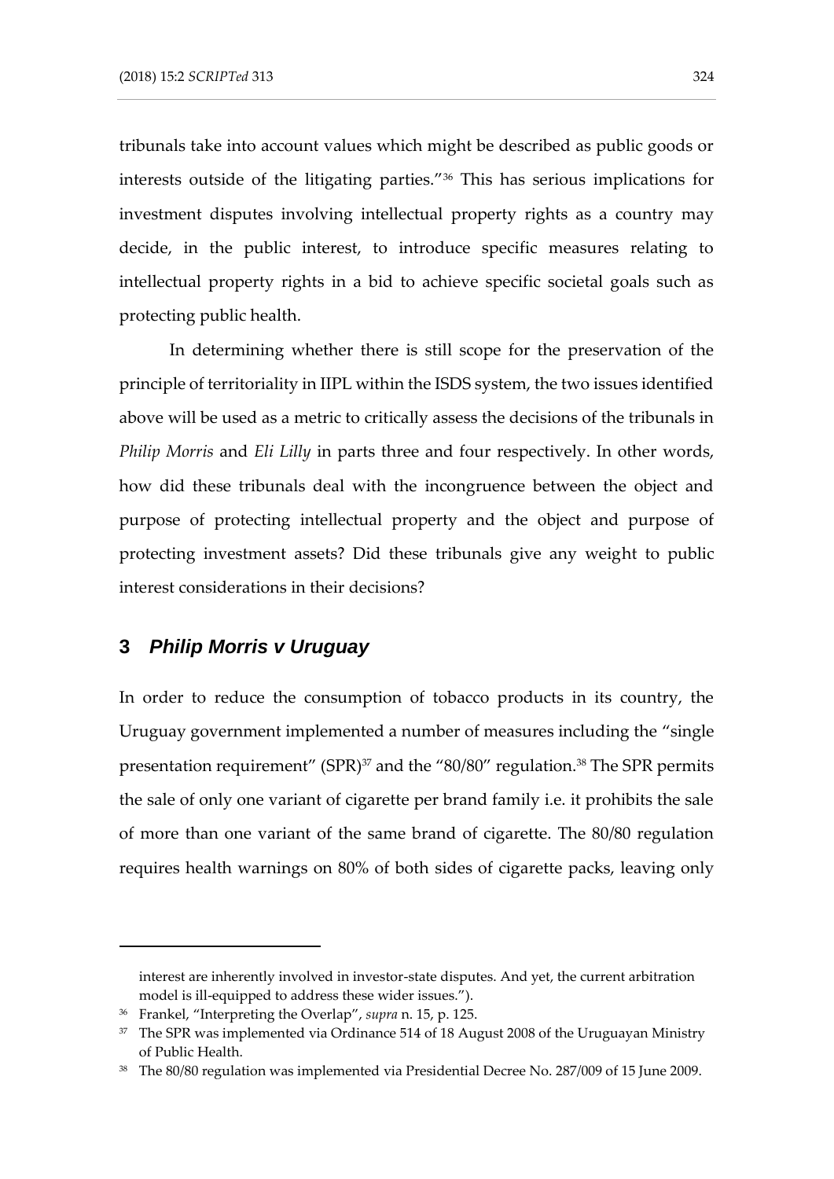tribunals take into account values which might be described as public goods or interests outside of the litigating parties."[36] This has serious implications for investment disputes involving intellectual property rights as a country may decide, in the public interest, to introduce specific measures relating to intellectual property rights in a bid to achieve specific societal goals such as protecting public health.

In determining whether there is still scope for the preservation of the principle of territoriality in IIPL within the ISDS system, the two issues identified above will be used as a metric to critically assess the decisions of the tribunals in *Philip Morris* and *Eli Lilly* in parts three and four respectively. In other words, how did these tribunals deal with the incongruence between the object and purpose of protecting intellectual property and the object and purpose of protecting investment assets? Did these tribunals give any weight to public interest considerations in their decisions?

## 3 *Philip Morris v Uruguay*

In order to reduce the consumption of tobacco products in its country, the Uruguay government implemented a number of measures including the "single presentation requirement" (SPR)[37] and the "80/80" regulation.[38] The SPR permits the sale of only one variant of cigarette per brand family i.e. it prohibits the sale of more than one variant of the same brand of cigarette. The 80/80 regulation requires health warnings on 80% of both sides of cigarette packs, leaving only

---

interest are inherently involved in investor-state disputes. And yet, the current arbitration model is ill-equipped to address these wider issues.").

[36] Frankel, "Interpreting the Overlap", *supra* n. 15, p. 125.

[37] The SPR was implemented via Ordinance 514 of 18 August 2008 of the Uruguayan Ministry of Public Health.

[38] The 80/80 regulation was implemented via Presidential Decree No. 287/009 of 15 June 2009.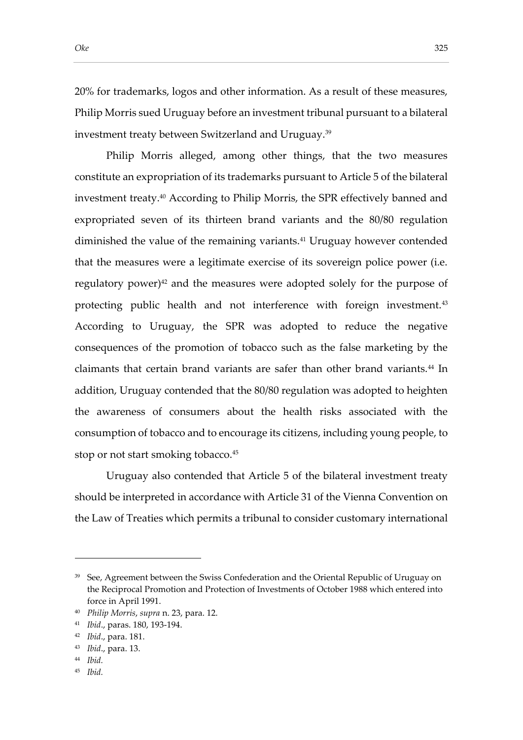20% for trademarks, logos and other information. As a result of these measures, Philip Morris sued Uruguay before an investment tribunal pursuant to a bilateral investment treaty between Switzerland and Uruguay.[39]

Philip Morris alleged, among other things, that the two measures constitute an expropriation of its trademarks pursuant to Article 5 of the bilateral investment treaty.[40] According to Philip Morris, the SPR effectively banned and expropriated seven of its thirteen brand variants and the 80/80 regulation diminished the value of the remaining variants.[41] Uruguay however contended that the measures were a legitimate exercise of its sovereign police power (i.e. regulatory power)[42] and the measures were adopted solely for the purpose of protecting public health and not interference with foreign investment.[43] According to Uruguay, the SPR was adopted to reduce the negative consequences of the promotion of tobacco such as the false marketing by the claimants that certain brand variants are safer than other brand variants.[44] In addition, Uruguay contended that the 80/80 regulation was adopted to heighten the awareness of consumers about the health risks associated with the consumption of tobacco and to encourage its citizens, including young people, to stop or not start smoking tobacco.[45]

Uruguay also contended that Article 5 of the bilateral investment treaty should be interpreted in accordance with Article 31 of the Vienna Convention on the Law of Treaties which permits a tribunal to consider customary international

---

[39] See, Agreement between the Swiss Confederation and the Oriental Republic of Uruguay on the Reciprocal Promotion and Protection of Investments of October 1988 which entered into force in April 1991.

[40] *Philip Morris*, *supra* n. 23, para. 12.

[41] *Ibid*., paras. 180, 193-194.

[42] *Ibid*., para. 181.

[43] *Ibid*., para. 13.

[44] *Ibid.*

[45] *Ibid.*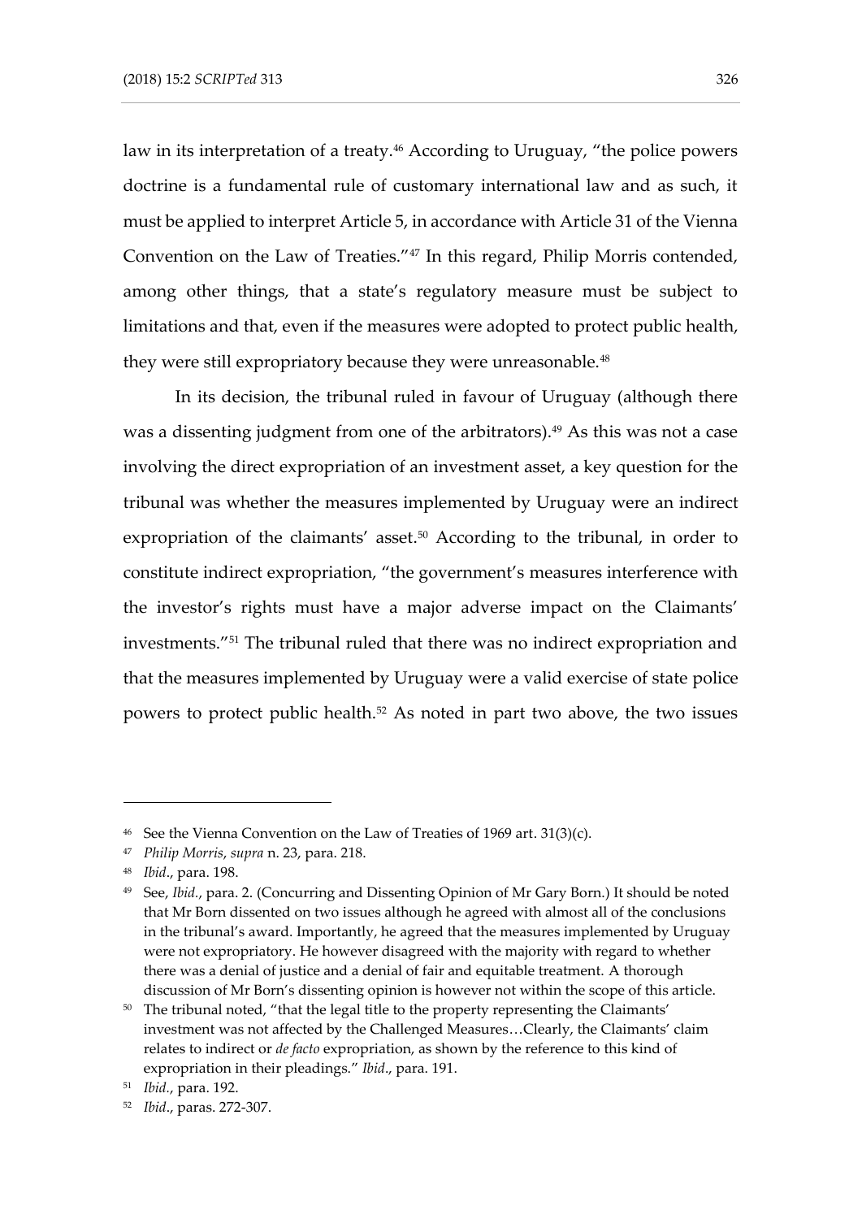law in its interpretation of a treaty.[46] According to Uruguay, "the police powers doctrine is a fundamental rule of customary international law and as such, it must be applied to interpret Article 5, in accordance with Article 31 of the Vienna Convention on the Law of Treaties."[47] In this regard, Philip Morris contended, among other things, that a state's regulatory measure must be subject to limitations and that, even if the measures were adopted to protect public health, they were still expropriatory because they were unreasonable.[48]

In its decision, the tribunal ruled in favour of Uruguay (although there was a dissenting judgment from one of the arbitrators).[49] As this was not a case involving the direct expropriation of an investment asset, a key question for the tribunal was whether the measures implemented by Uruguay were an indirect expropriation of the claimants' asset.[50] According to the tribunal, in order to constitute indirect expropriation, "the government's measures interference with the investor's rights must have a major adverse impact on the Claimants' investments."[51] The tribunal ruled that there was no indirect expropriation and that the measures implemented by Uruguay were a valid exercise of state police powers to protect public health.[52] As noted in part two above, the two issues

---

[46] See the Vienna Convention on the Law of Treaties of 1969 art. 31(3)(c).

[47] *Philip Morris*, *supra* n. 23, para. 218.

[48] *Ibid*., para. 198.

[49] See, *Ibid*., para. 2. (Concurring and Dissenting Opinion of Mr Gary Born.) It should be noted that Mr Born dissented on two issues although he agreed with almost all of the conclusions in the tribunal's award. Importantly, he agreed that the measures implemented by Uruguay were not expropriatory. He however disagreed with the majority with regard to whether there was a denial of justice and a denial of fair and equitable treatment. A thorough discussion of Mr Born's dissenting opinion is however not within the scope of this article.

[50] The tribunal noted, "that the legal title to the property representing the Claimants' investment was not affected by the Challenged Measures…Clearly, the Claimants' claim relates to indirect or *de facto* expropriation, as shown by the reference to this kind of expropriation in their pleadings." *Ibid*., para. 191.

[51] *Ibid*., para. 192.

[52] *Ibid*., paras. 272-307.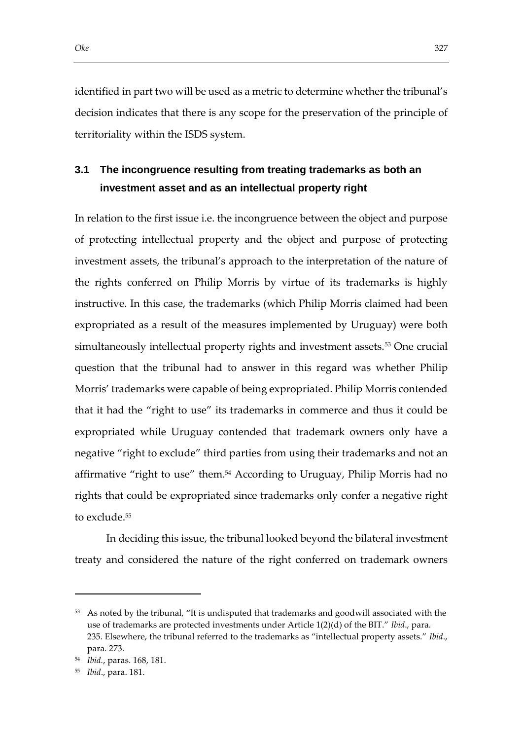identified in part two will be used as a metric to determine whether the tribunal's decision indicates that there is any scope for the preservation of the principle of territoriality within the ISDS system.

### 3.1 The incongruence resulting from treating trademarks as both an investment asset and as an intellectual property right

In relation to the first issue i.e. the incongruence between the object and purpose of protecting intellectual property and the object and purpose of protecting investment assets, the tribunal's approach to the interpretation of the nature of the rights conferred on Philip Morris by virtue of its trademarks is highly instructive. In this case, the trademarks (which Philip Morris claimed had been expropriated as a result of the measures implemented by Uruguay) were both simultaneously intellectual property rights and investment assets.[53] One crucial question that the tribunal had to answer in this regard was whether Philip Morris' trademarks were capable of being expropriated. Philip Morris contended that it had the "right to use" its trademarks in commerce and thus it could be expropriated while Uruguay contended that trademark owners only have a negative "right to exclude" third parties from using their trademarks and not an affirmative "right to use" them.[54] According to Uruguay, Philip Morris had no rights that could be expropriated since trademarks only confer a negative right to exclude.[55]

In deciding this issue, the tribunal looked beyond the bilateral investment treaty and considered the nature of the right conferred on trademark owners

---

[53] As noted by the tribunal, "It is undisputed that trademarks and goodwill associated with the use of trademarks are protected investments under Article 1(2)(d) of the BIT." *Ibid*., para. 235. Elsewhere, the tribunal referred to the trademarks as "intellectual property assets." *Ibid*., para. 273.

[54] *Ibid.*, paras. 168, 181.

[55] *Ibid*., para. 181.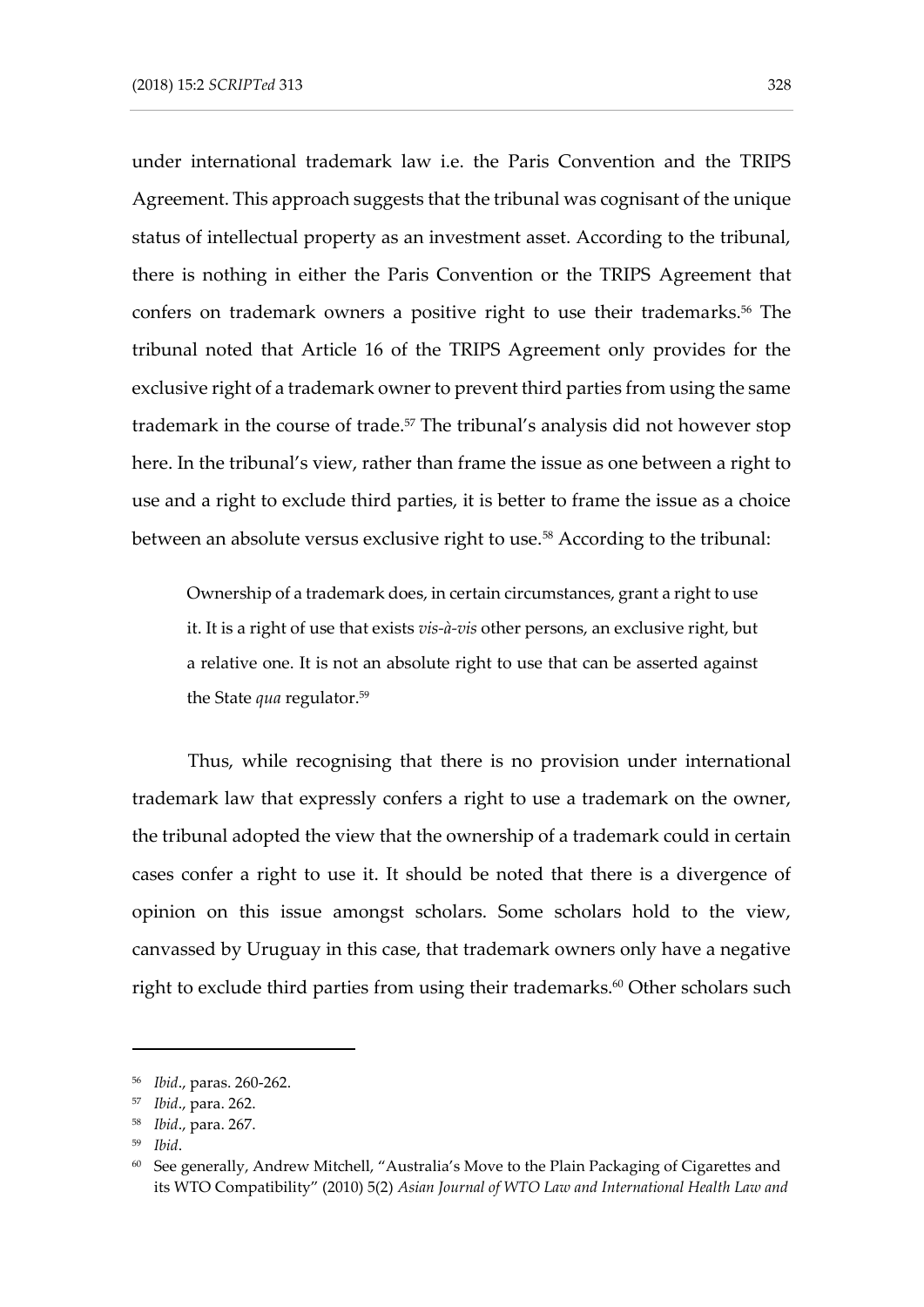under international trademark law i.e. the Paris Convention and the TRIPS Agreement. This approach suggests that the tribunal was cognisant of the unique status of intellectual property as an investment asset. According to the tribunal, there is nothing in either the Paris Convention or the TRIPS Agreement that confers on trademark owners a positive right to use their trademarks.[56] The tribunal noted that Article 16 of the TRIPS Agreement only provides for the exclusive right of a trademark owner to prevent third parties from using the same trademark in the course of trade.[57] The tribunal's analysis did not however stop here. In the tribunal's view, rather than frame the issue as one between a right to use and a right to exclude third parties, it is better to frame the issue as a choice between an absolute versus exclusive right to use.[58] According to the tribunal:

> Ownership of a trademark does, in certain circumstances, grant a right to use it. It is a right of use that exists *vis-à-vis* other persons, an exclusive right, but a relative one. It is not an absolute right to use that can be asserted against the State *qua* regulator.[59]

Thus, while recognising that there is no provision under international trademark law that expressly confers a right to use a trademark on the owner, the tribunal adopted the view that the ownership of a trademark could in certain cases confer a right to use it. It should be noted that there is a divergence of opinion on this issue amongst scholars. Some scholars hold to the view, canvassed by Uruguay in this case, that trademark owners only have a negative right to exclude third parties from using their trademarks.[60] Other scholars such

---

[56] *Ibid*., paras. 260-262.

[57] *Ibid*., para. 262.

[58] *Ibid*., para. 267.

[59] *Ibid*.

[60] See generally, Andrew Mitchell, "Australia's Move to the Plain Packaging of Cigarettes and its WTO Compatibility" (2010) 5(2) *Asian Journal of WTO Law and International Health Law and*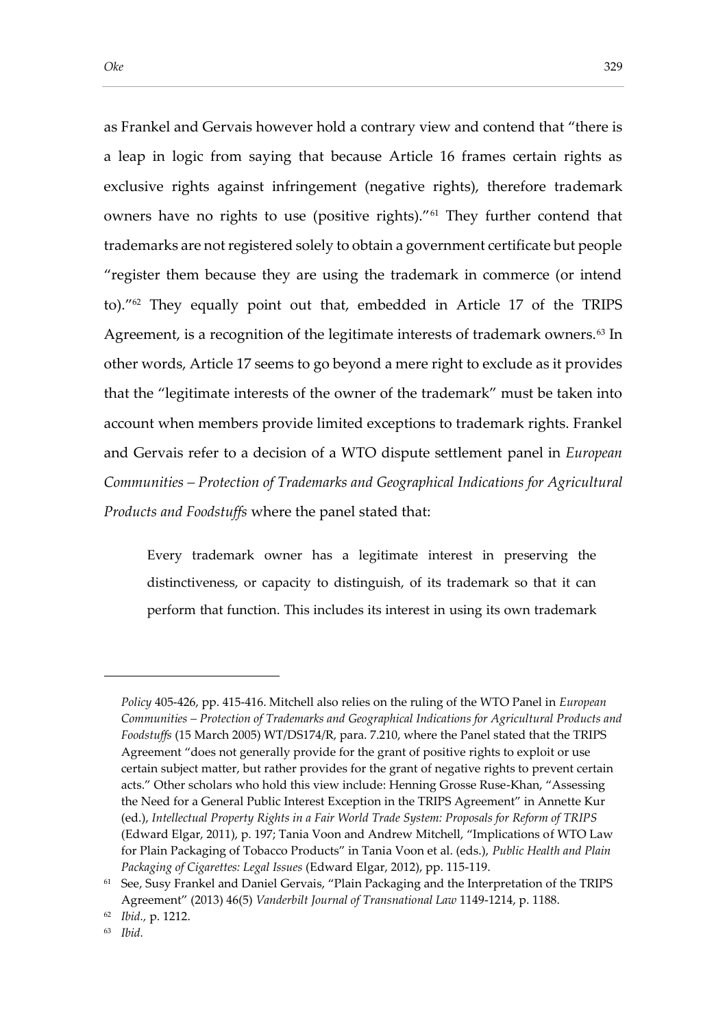as Frankel and Gervais however hold a contrary view and contend that "there is a leap in logic from saying that because Article 16 frames certain rights as exclusive rights against infringement (negative rights), therefore trademark owners have no rights to use (positive rights)."[61] They further contend that trademarks are not registered solely to obtain a government certificate but people "register them because they are using the trademark in commerce (or intend to)."[62] They equally point out that, embedded in Article 17 of the TRIPS Agreement, is a recognition of the legitimate interests of trademark owners.[63] In other words, Article 17 seems to go beyond a mere right to exclude as it provides that the "legitimate interests of the owner of the trademark" must be taken into account when members provide limited exceptions to trademark rights. Frankel and Gervais refer to a decision of a WTO dispute settlement panel in *European Communities – Protection of Trademarks and Geographical Indications for Agricultural Products and Foodstuffs* where the panel stated that:

> Every trademark owner has a legitimate interest in preserving the distinctiveness, or capacity to distinguish, of its trademark so that it can perform that function. This includes its interest in using its own trademark

---

*Policy* 405-426, pp. 415-416. Mitchell also relies on the ruling of the WTO Panel in *European Communities – Protection of Trademarks and Geographical Indications for Agricultural Products and Foodstuffs* (15 March 2005) WT/DS174/R, para. 7.210, where the Panel stated that the TRIPS Agreement "does not generally provide for the grant of positive rights to exploit or use certain subject matter, but rather provides for the grant of negative rights to prevent certain acts." Other scholars who hold this view include: Henning Grosse Ruse-Khan, "Assessing the Need for a General Public Interest Exception in the TRIPS Agreement" in Annette Kur (ed.), *Intellectual Property Rights in a Fair World Trade System: Proposals for Reform of TRIPS* (Edward Elgar, 2011), p. 197; Tania Voon and Andrew Mitchell, "Implications of WTO Law for Plain Packaging of Tobacco Products" in Tania Voon et al. (eds.), *Public Health and Plain Packaging of Cigarettes: Legal Issues* (Edward Elgar, 2012), pp. 115-119.

[61] See, Susy Frankel and Daniel Gervais, "Plain Packaging and the Interpretation of the TRIPS Agreement" (2013) 46(5) *Vanderbilt Journal of Transnational Law* 1149-1214, p. 1188.

[62] *Ibid.*, p. 1212.

[63] *Ibid.*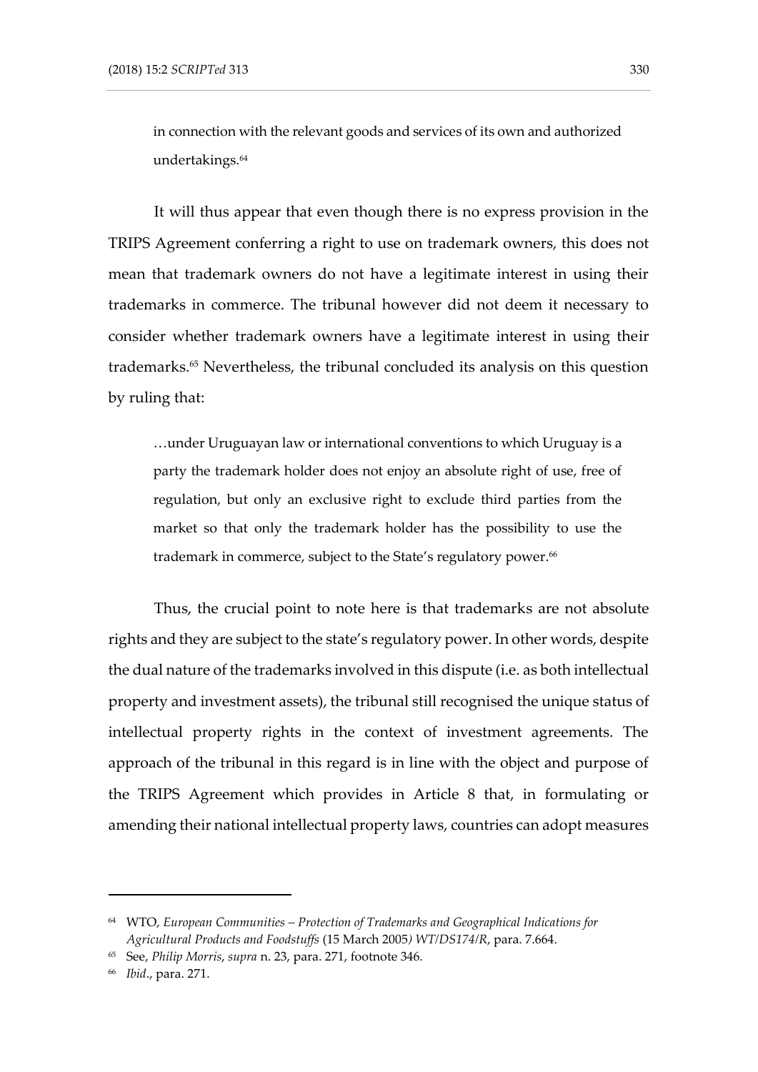> in connection with the relevant goods and services of its own and authorized undertakings.[64]

It will thus appear that even though there is no express provision in the TRIPS Agreement conferring a right to use on trademark owners, this does not mean that trademark owners do not have a legitimate interest in using their trademarks in commerce. The tribunal however did not deem it necessary to consider whether trademark owners have a legitimate interest in using their trademarks.[65] Nevertheless, the tribunal concluded its analysis on this question by ruling that:

> …under Uruguayan law or international conventions to which Uruguay is a party the trademark holder does not enjoy an absolute right of use, free of regulation, but only an exclusive right to exclude third parties from the market so that only the trademark holder has the possibility to use the trademark in commerce, subject to the State's regulatory power.[66]

Thus, the crucial point to note here is that trademarks are not absolute rights and they are subject to the state's regulatory power. In other words, despite the dual nature of the trademarks involved in this dispute (i.e. as both intellectual property and investment assets), the tribunal still recognised the unique status of intellectual property rights in the context of investment agreements. The approach of the tribunal in this regard is in line with the object and purpose of the TRIPS Agreement which provides in Article 8 that, in formulating or amending their national intellectual property laws, countries can adopt measures

---

[64] WTO, *European Communities – Protection of Trademarks and Geographical Indications for Agricultural Products and Foodstuffs* (15 March 2005*) WT/DS174/R*, para. 7.664.

[65] See, *Philip Morris*, *supra* n. 23, para. 271, footnote 346.

[66] *Ibid*., para. 271.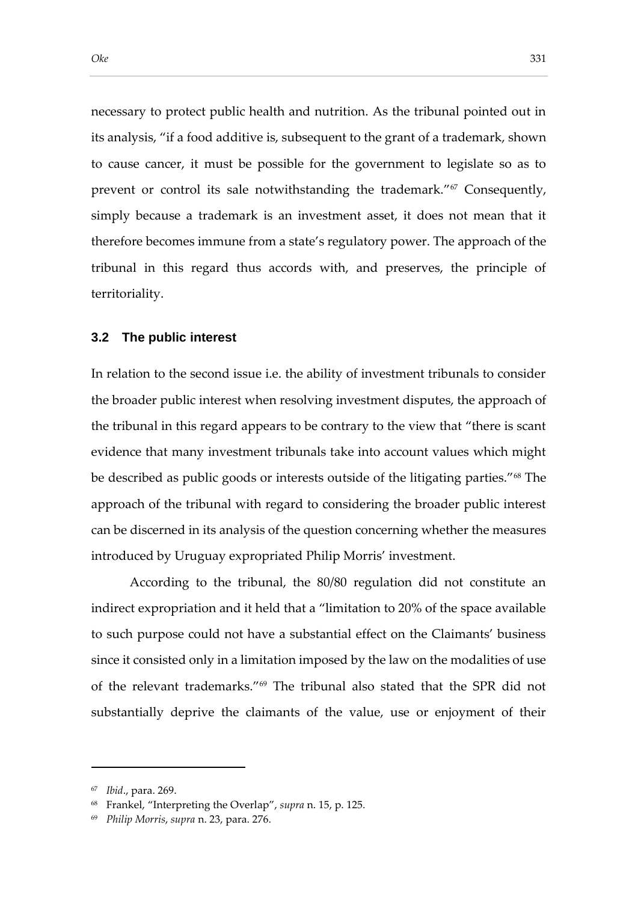necessary to protect public health and nutrition. As the tribunal pointed out in its analysis, "if a food additive is, subsequent to the grant of a trademark, shown to cause cancer, it must be possible for the government to legislate so as to prevent or control its sale notwithstanding the trademark."[67] Consequently, simply because a trademark is an investment asset, it does not mean that it therefore becomes immune from a state's regulatory power. The approach of the tribunal in this regard thus accords with, and preserves, the principle of territoriality.

### 3.2 The public interest

In relation to the second issue i.e. the ability of investment tribunals to consider the broader public interest when resolving investment disputes, the approach of the tribunal in this regard appears to be contrary to the view that "there is scant evidence that many investment tribunals take into account values which might be described as public goods or interests outside of the litigating parties."[68] The approach of the tribunal with regard to considering the broader public interest can be discerned in its analysis of the question concerning whether the measures introduced by Uruguay expropriated Philip Morris' investment.

According to the tribunal, the 80/80 regulation did not constitute an indirect expropriation and it held that a "limitation to 20% of the space available to such purpose could not have a substantial effect on the Claimants' business since it consisted only in a limitation imposed by the law on the modalities of use of the relevant trademarks."[69] The tribunal also stated that the SPR did not substantially deprive the claimants of the value, use or enjoyment of their

---

[67] *Ibid*., para. 269.

[68] Frankel, "Interpreting the Overlap", *supra* n. 15, p. 125.

[69] *Philip Morris*, *supra* n. 23, para. 276.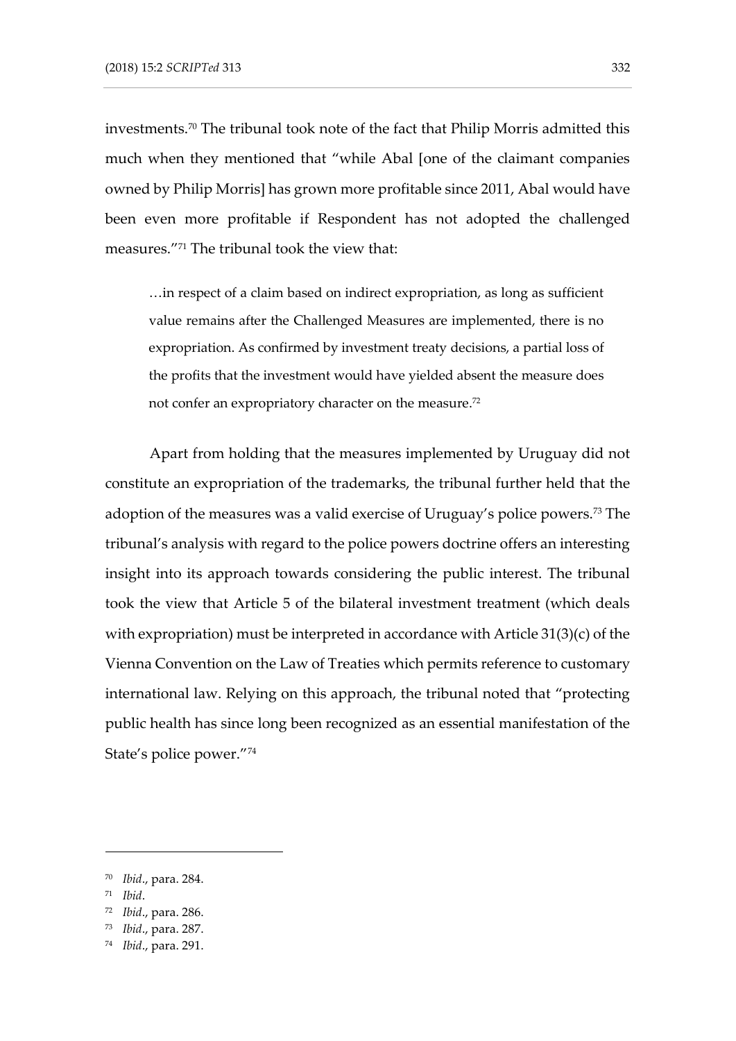investments.[70] The tribunal took note of the fact that Philip Morris admitted this much when they mentioned that "while Abal [one of the claimant companies owned by Philip Morris] has grown more profitable since 2011, Abal would have been even more profitable if Respondent has not adopted the challenged measures."[71] The tribunal took the view that:

> …in respect of a claim based on indirect expropriation, as long as sufficient value remains after the Challenged Measures are implemented, there is no expropriation. As confirmed by investment treaty decisions, a partial loss of the profits that the investment would have yielded absent the measure does not confer an expropriatory character on the measure.[72]

Apart from holding that the measures implemented by Uruguay did not constitute an expropriation of the trademarks, the tribunal further held that the adoption of the measures was a valid exercise of Uruguay's police powers.[73] The tribunal's analysis with regard to the police powers doctrine offers an interesting insight into its approach towards considering the public interest. The tribunal took the view that Article 5 of the bilateral investment treatment (which deals with expropriation) must be interpreted in accordance with Article 31(3)(c) of the Vienna Convention on the Law of Treaties which permits reference to customary international law. Relying on this approach, the tribunal noted that "protecting public health has since long been recognized as an essential manifestation of the State's police power."[74]

---

[70] *Ibid*., para. 284.

[71] *Ibid*.

[72] *Ibid*., para. 286.

[73] *Ibid*., para. 287.

[74] *Ibid*., para. 291.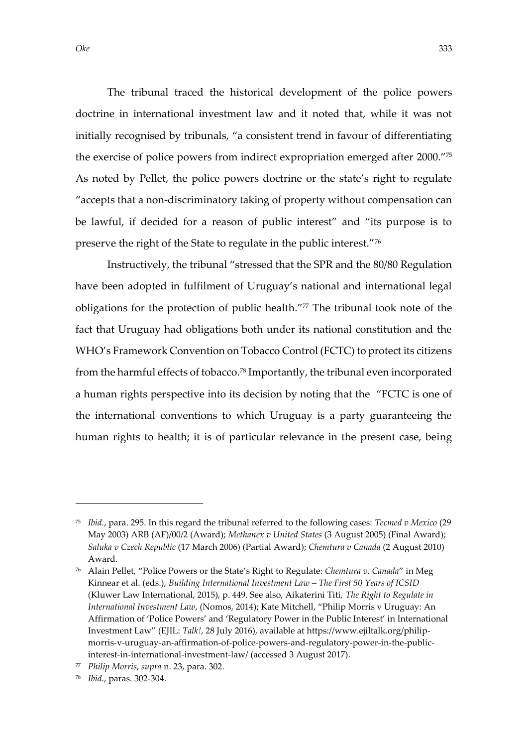The tribunal traced the historical development of the police powers doctrine in international investment law and it noted that, while it was not initially recognised by tribunals, "a consistent trend in favour of differentiating the exercise of police powers from indirect expropriation emerged after 2000."[75] As noted by Pellet, the police powers doctrine or the state's right to regulate "accepts that a non-discriminatory taking of property without compensation can be lawful, if decided for a reason of public interest" and "its purpose is to preserve the right of the State to regulate in the public interest."[76]

Instructively, the tribunal "stressed that the SPR and the 80/80 Regulation have been adopted in fulfilment of Uruguay's national and international legal obligations for the protection of public health."[77] The tribunal took note of the fact that Uruguay had obligations both under its national constitution and the WHO's Framework Convention on Tobacco Control (FCTC) to protect its citizens from the harmful effects of tobacco.[78] Importantly, the tribunal even incorporated a human rights perspective into its decision by noting that the "FCTC is one of the international conventions to which Uruguay is a party guaranteeing the human rights to health; it is of particular relevance in the present case, being

---

[75] *Ibid.*, para. 295. In this regard the tribunal referred to the following cases: *Tecmed v Mexico* (29 May 2003) ARB (AF)/00/2 (Award); *Methanex v United States* (3 August 2005) (Final Award); *Saluka v Czech Republic* (17 March 2006) (Partial Award); *Chemtura v Canada* (2 August 2010) Award.

[76] Alain Pellet, "Police Powers or the State's Right to Regulate: *Chemtura v. Canada*" in Meg Kinnear et al. (eds.), *Building International Investment Law – The First 50 Years of ICSID* (Kluwer Law International, 2015), p. 449. See also, Aikaterini Titi, *The Right to Regulate in International Investment Law*, (Nomos, 2014); Kate Mitchell, "Philip Morris v Uruguay: An Affirmation of 'Police Powers' and 'Regulatory Power in the Public Interest' in International Investment Law" (EJIL: *Talk!*, 28 July 2016), available at https://www.ejiltalk.org/philip-morris-v-uruguay-an-affirmation-of-police-powers-and-regulatory-power-in-the-public-interest-in-international-investment-law/ (accessed 3 August 2017).

[77] *Philip Morris*, *supra* n. 23, para. 302.

[78] *Ibid.*, paras. 302-304.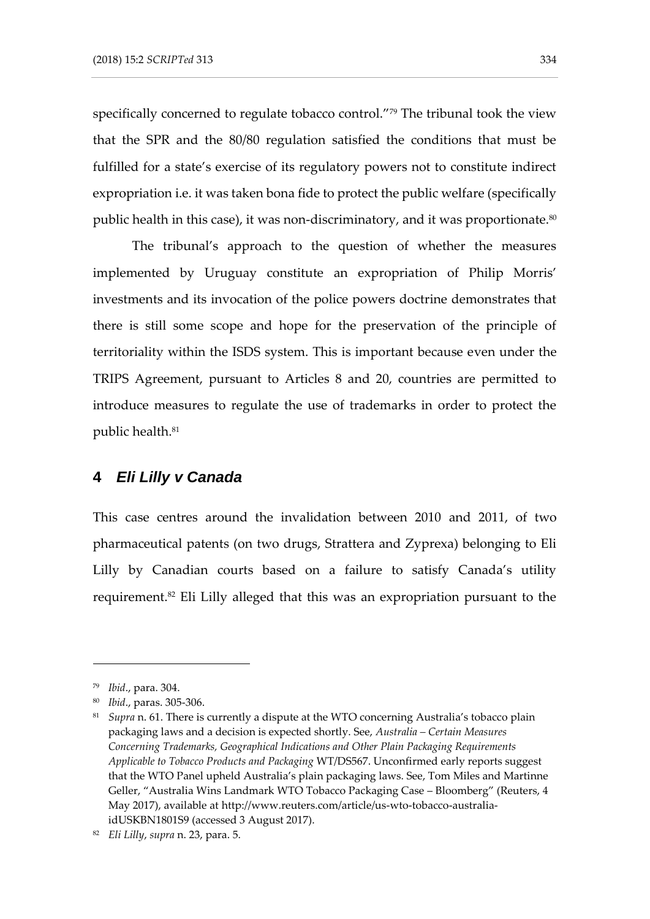specifically concerned to regulate tobacco control."[79] The tribunal took the view that the SPR and the 80/80 regulation satisfied the conditions that must be fulfilled for a state's exercise of its regulatory powers not to constitute indirect expropriation i.e. it was taken bona fide to protect the public welfare (specifically public health in this case), it was non-discriminatory, and it was proportionate.[80]

The tribunal's approach to the question of whether the measures implemented by Uruguay constitute an expropriation of Philip Morris' investments and its invocation of the police powers doctrine demonstrates that there is still some scope and hope for the preservation of the principle of territoriality within the ISDS system. This is important because even under the TRIPS Agreement, pursuant to Articles 8 and 20, countries are permitted to introduce measures to regulate the use of trademarks in order to protect the public health.[81]

## 4 *Eli Lilly v Canada*

This case centres around the invalidation between 2010 and 2011, of two pharmaceutical patents (on two drugs, Strattera and Zyprexa) belonging to Eli Lilly by Canadian courts based on a failure to satisfy Canada's utility requirement.[82] Eli Lilly alleged that this was an expropriation pursuant to the

---

[79] *Ibid*., para. 304.

[80] *Ibid*., paras. 305-306.

[81] *Supra* n. 61. There is currently a dispute at the WTO concerning Australia's tobacco plain packaging laws and a decision is expected shortly. See, *Australia – Certain Measures Concerning Trademarks, Geographical Indications and Other Plain Packaging Requirements Applicable to Tobacco Products and Packaging* WT/DS567. Unconfirmed early reports suggest that the WTO Panel upheld Australia's plain packaging laws. See, Tom Miles and Martinne Geller, "Australia Wins Landmark WTO Tobacco Packaging Case – Bloomberg" (Reuters, 4 May 2017), available at http://www.reuters.com/article/us-wto-tobacco-australia-idUSKBN1801S9 (accessed 3 August 2017).

[82] *Eli Lilly*, *supra* n. 23, para. 5.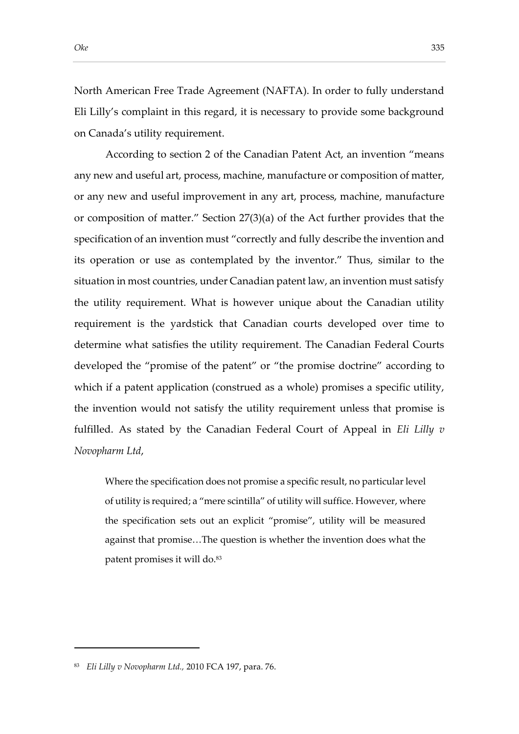North American Free Trade Agreement (NAFTA). In order to fully understand Eli Lilly's complaint in this regard, it is necessary to provide some background on Canada's utility requirement.

According to section 2 of the Canadian Patent Act, an invention "means any new and useful art, process, machine, manufacture or composition of matter, or any new and useful improvement in any art, process, machine, manufacture or composition of matter." Section 27(3)(a) of the Act further provides that the specification of an invention must "correctly and fully describe the invention and its operation or use as contemplated by the inventor." Thus, similar to the situation in most countries, under Canadian patent law, an invention must satisfy the utility requirement. What is however unique about the Canadian utility requirement is the yardstick that Canadian courts developed over time to determine what satisfies the utility requirement. The Canadian Federal Courts developed the "promise of the patent" or "the promise doctrine" according to which if a patent application (construed as a whole) promises a specific utility, the invention would not satisfy the utility requirement unless that promise is fulfilled. As stated by the Canadian Federal Court of Appeal in *Eli Lilly v Novopharm Ltd*,

> Where the specification does not promise a specific result, no particular level of utility is required; a "mere scintilla" of utility will suffice. However, where the specification sets out an explicit "promise", utility will be measured against that promise…The question is whether the invention does what the patent promises it will do.[83]

---

[83] *Eli Lilly v Novopharm Ltd.,* 2010 FCA 197, para. 76.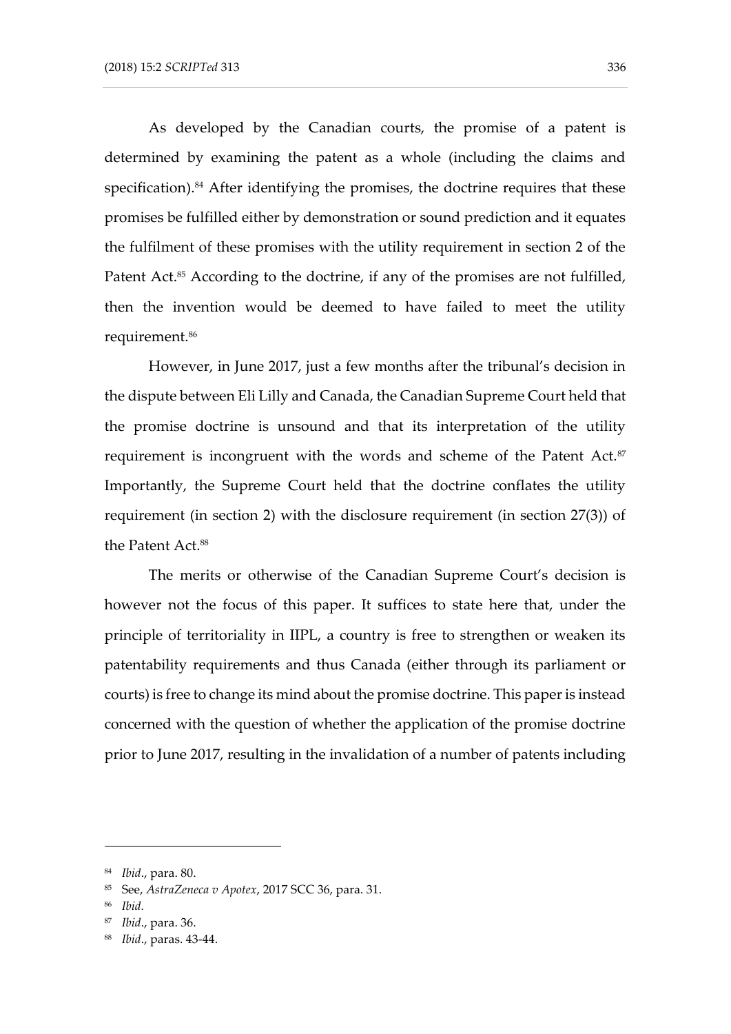As developed by the Canadian courts, the promise of a patent is determined by examining the patent as a whole (including the claims and specification).[84] After identifying the promises, the doctrine requires that these promises be fulfilled either by demonstration or sound prediction and it equates the fulfilment of these promises with the utility requirement in section 2 of the Patent Act.[85] According to the doctrine, if any of the promises are not fulfilled, then the invention would be deemed to have failed to meet the utility requirement.[86]

However, in June 2017, just a few months after the tribunal's decision in the dispute between Eli Lilly and Canada, the Canadian Supreme Court held that the promise doctrine is unsound and that its interpretation of the utility requirement is incongruent with the words and scheme of the Patent Act.[87] Importantly, the Supreme Court held that the doctrine conflates the utility requirement (in section 2) with the disclosure requirement (in section 27(3)) of the Patent Act.[88]

The merits or otherwise of the Canadian Supreme Court's decision is however not the focus of this paper. It suffices to state here that, under the principle of territoriality in IIPL, a country is free to strengthen or weaken its patentability requirements and thus Canada (either through its parliament or courts) is free to change its mind about the promise doctrine. This paper is instead concerned with the question of whether the application of the promise doctrine prior to June 2017, resulting in the invalidation of a number of patents including

---

[84] *Ibid*., para. 80.

[85] See, *AstraZeneca v Apotex*, 2017 SCC 36, para. 31.

[86] *Ibid.*

[87] *Ibid*., para. 36.

[88] *Ibid*., paras. 43-44.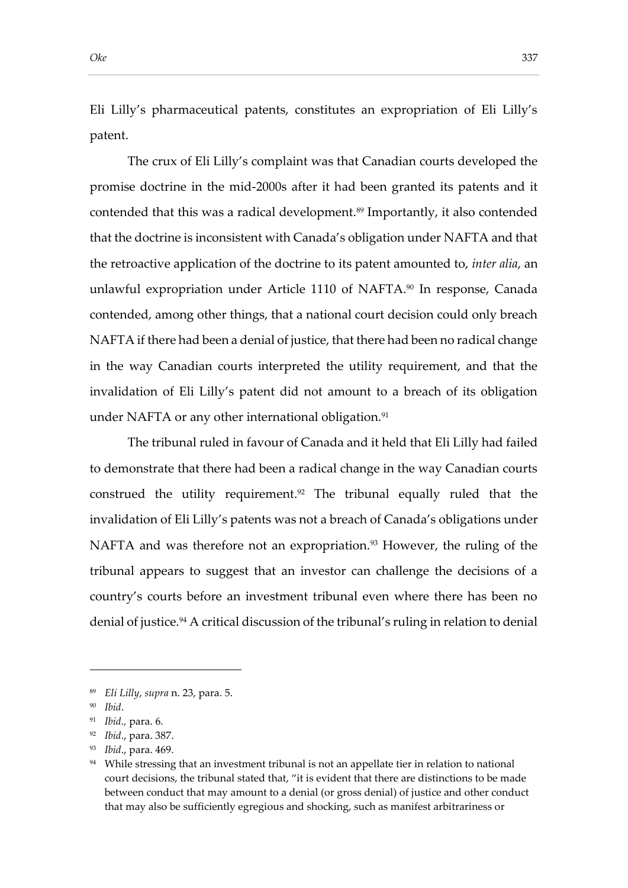Eli Lilly's pharmaceutical patents, constitutes an expropriation of Eli Lilly's patent.

The crux of Eli Lilly's complaint was that Canadian courts developed the promise doctrine in the mid-2000s after it had been granted its patents and it contended that this was a radical development.[89] Importantly, it also contended that the doctrine is inconsistent with Canada's obligation under NAFTA and that the retroactive application of the doctrine to its patent amounted to, *inter alia*, an unlawful expropriation under Article 1110 of NAFTA.[90] In response, Canada contended, among other things, that a national court decision could only breach NAFTA if there had been a denial of justice, that there had been no radical change in the way Canadian courts interpreted the utility requirement, and that the invalidation of Eli Lilly's patent did not amount to a breach of its obligation under NAFTA or any other international obligation.[91]

The tribunal ruled in favour of Canada and it held that Eli Lilly had failed to demonstrate that there had been a radical change in the way Canadian courts construed the utility requirement.[92] The tribunal equally ruled that the invalidation of Eli Lilly's patents was not a breach of Canada's obligations under NAFTA and was therefore not an expropriation.[93] However, the ruling of the tribunal appears to suggest that an investor can challenge the decisions of a country's courts before an investment tribunal even where there has been no denial of justice.[94] A critical discussion of the tribunal's ruling in relation to denial

---

[89] *Eli Lilly*, *supra* n. 23, para. 5.

[90] *Ibid*.

[91] *Ibid.,* para. 6.

[92] *Ibid*., para. 387.

[93] *Ibid*., para. 469.

[94] While stressing that an investment tribunal is not an appellate tier in relation to national court decisions, the tribunal stated that, "it is evident that there are distinctions to be made between conduct that may amount to a denial (or gross denial) of justice and other conduct that may also be sufficiently egregious and shocking, such as manifest arbitrariness or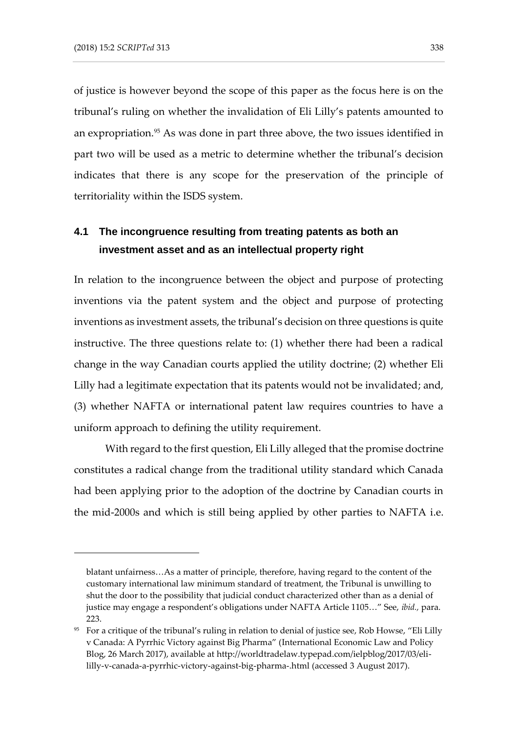of justice is however beyond the scope of this paper as the focus here is on the tribunal's ruling on whether the invalidation of Eli Lilly's patents amounted to an expropriation.[95] As was done in part three above, the two issues identified in part two will be used as a metric to determine whether the tribunal's decision indicates that there is any scope for the preservation of the principle of territoriality within the ISDS system.

### 4.1 The incongruence resulting from treating patents as both an investment asset and as an intellectual property right

In relation to the incongruence between the object and purpose of protecting inventions via the patent system and the object and purpose of protecting inventions as investment assets, the tribunal's decision on three questions is quite instructive. The three questions relate to: (1) whether there had been a radical change in the way Canadian courts applied the utility doctrine; (2) whether Eli Lilly had a legitimate expectation that its patents would not be invalidated; and, (3) whether NAFTA or international patent law requires countries to have a uniform approach to defining the utility requirement.

With regard to the first question, Eli Lilly alleged that the promise doctrine constitutes a radical change from the traditional utility standard which Canada had been applying prior to the adoption of the doctrine by Canadian courts in the mid-2000s and which is still being applied by other parties to NAFTA i.e.

---

blatant unfairness…As a matter of principle, therefore, having regard to the content of the customary international law minimum standard of treatment, the Tribunal is unwilling to shut the door to the possibility that judicial conduct characterized other than as a denial of justice may engage a respondent's obligations under NAFTA Article 1105…" See, *ibid.,* para. 223.

[95] For a critique of the tribunal's ruling in relation to denial of justice see, Rob Howse, "Eli Lilly v Canada: A Pyrrhic Victory against Big Pharma" (International Economic Law and Policy Blog, 26 March 2017), available at http://worldtradelaw.typepad.com/ielpblog/2017/03/eli-lilly-v-canada-a-pyrrhic-victory-against-big-pharma-.html (accessed 3 August 2017).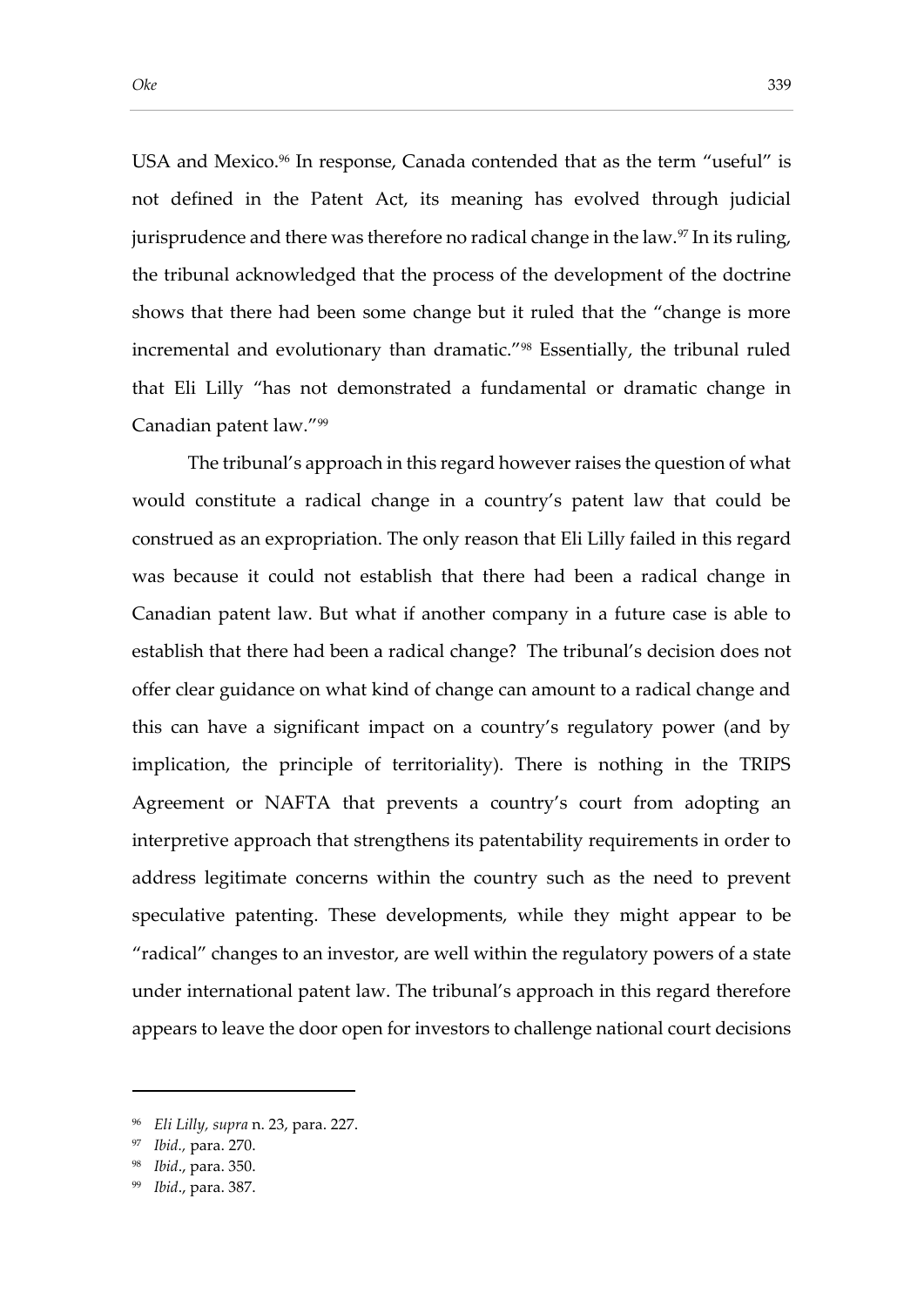USA and Mexico.[96] In response, Canada contended that as the term "useful" is not defined in the Patent Act, its meaning has evolved through judicial jurisprudence and there was therefore no radical change in the law.[97] In its ruling, the tribunal acknowledged that the process of the development of the doctrine shows that there had been some change but it ruled that the "change is more incremental and evolutionary than dramatic."[98] Essentially, the tribunal ruled that Eli Lilly "has not demonstrated a fundamental or dramatic change in Canadian patent law."[99]

The tribunal's approach in this regard however raises the question of what would constitute a radical change in a country's patent law that could be construed as an expropriation. The only reason that Eli Lilly failed in this regard was because it could not establish that there had been a radical change in Canadian patent law. But what if another company in a future case is able to establish that there had been a radical change? The tribunal's decision does not offer clear guidance on what kind of change can amount to a radical change and this can have a significant impact on a country's regulatory power (and by implication, the principle of territoriality). There is nothing in the TRIPS Agreement or NAFTA that prevents a country's court from adopting an interpretive approach that strengthens its patentability requirements in order to address legitimate concerns within the country such as the need to prevent speculative patenting. These developments, while they might appear to be "radical" changes to an investor, are well within the regulatory powers of a state under international patent law. The tribunal's approach in this regard therefore appears to leave the door open for investors to challenge national court decisions

---

[96] *Eli Lilly, supra* n. 23, para. 227.

[97] *Ibid.,* para. 270.

[98] *Ibid*., para. 350.

[99] *Ibid*., para. 387.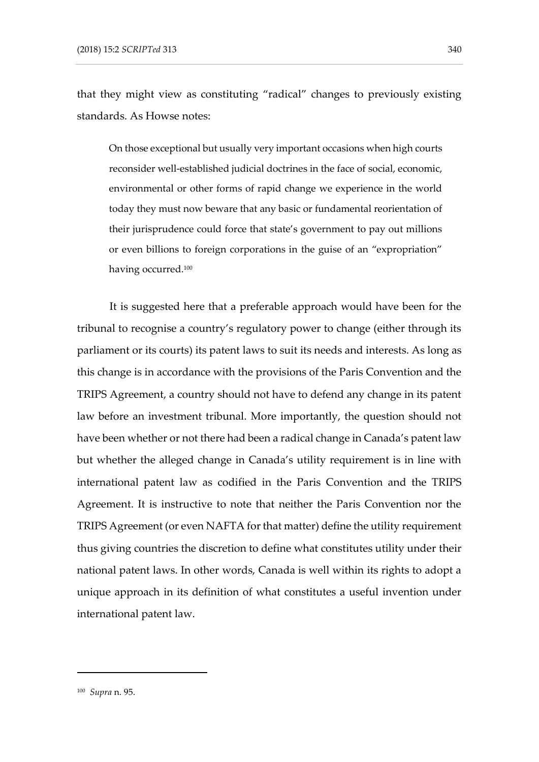that they might view as constituting "radical" changes to previously existing standards. As Howse notes:

> On those exceptional but usually very important occasions when high courts reconsider well-established judicial doctrines in the face of social, economic, environmental or other forms of rapid change we experience in the world today they must now beware that any basic or fundamental reorientation of their jurisprudence could force that state's government to pay out millions or even billions to foreign corporations in the guise of an "expropriation" having occurred.[100]

It is suggested here that a preferable approach would have been for the tribunal to recognise a country's regulatory power to change (either through its parliament or its courts) its patent laws to suit its needs and interests. As long as this change is in accordance with the provisions of the Paris Convention and the TRIPS Agreement, a country should not have to defend any change in its patent law before an investment tribunal. More importantly, the question should not have been whether or not there had been a radical change in Canada's patent law but whether the alleged change in Canada's utility requirement is in line with international patent law as codified in the Paris Convention and the TRIPS Agreement. It is instructive to note that neither the Paris Convention nor the TRIPS Agreement (or even NAFTA for that matter) define the utility requirement thus giving countries the discretion to define what constitutes utility under their national patent laws. In other words, Canada is well within its rights to adopt a unique approach in its definition of what constitutes a useful invention under international patent law.

---

[100] *Supra* n. 95.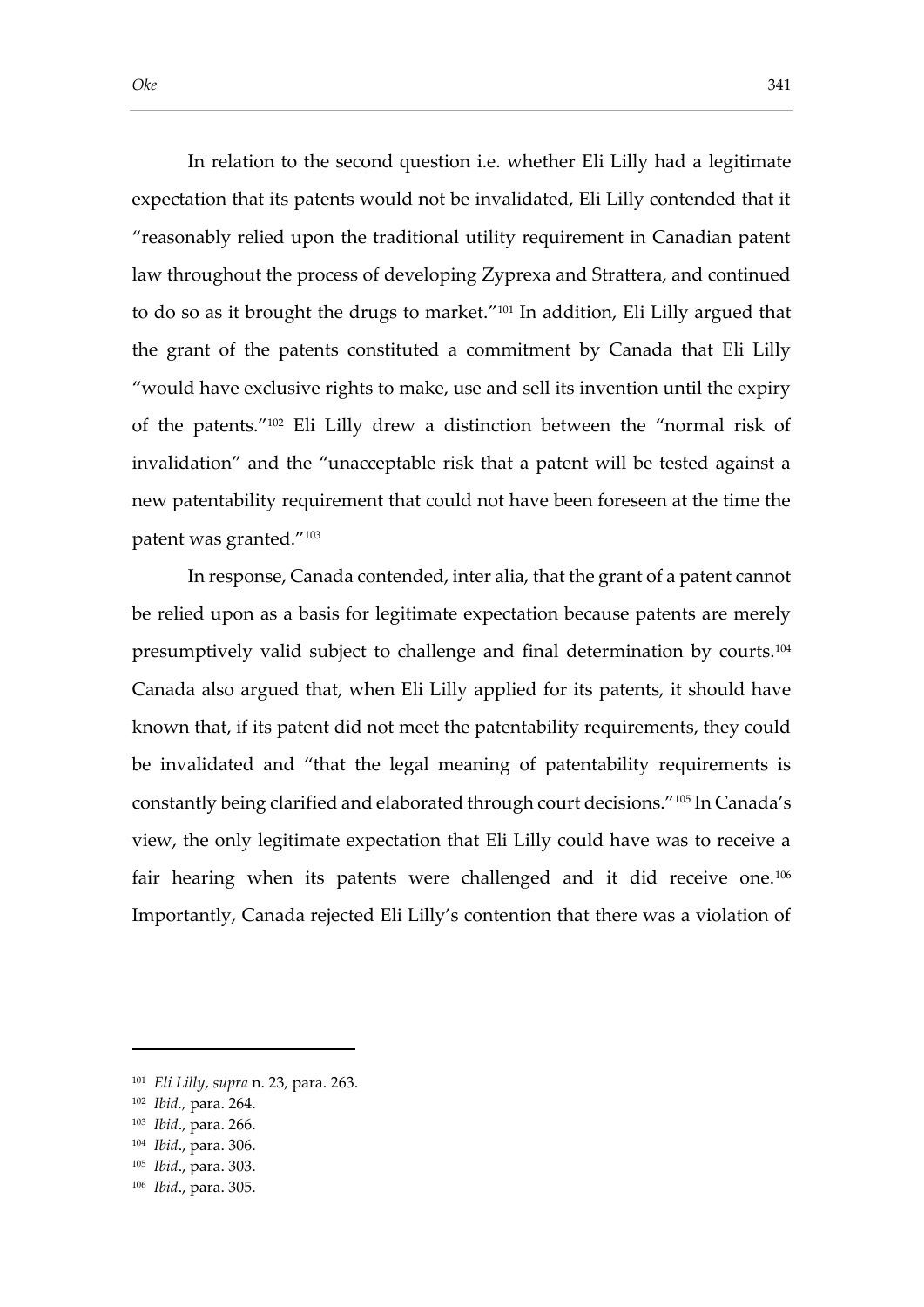In relation to the second question i.e. whether Eli Lilly had a legitimate expectation that its patents would not be invalidated, Eli Lilly contended that it "reasonably relied upon the traditional utility requirement in Canadian patent law throughout the process of developing Zyprexa and Strattera, and continued to do so as it brought the drugs to market."[101] In addition, Eli Lilly argued that the grant of the patents constituted a commitment by Canada that Eli Lilly "would have exclusive rights to make, use and sell its invention until the expiry of the patents."[102] Eli Lilly drew a distinction between the "normal risk of invalidation" and the "unacceptable risk that a patent will be tested against a new patentability requirement that could not have been foreseen at the time the patent was granted."[103]

In response, Canada contended, inter alia, that the grant of a patent cannot be relied upon as a basis for legitimate expectation because patents are merely presumptively valid subject to challenge and final determination by courts.[104] Canada also argued that, when Eli Lilly applied for its patents, it should have known that, if its patent did not meet the patentability requirements, they could be invalidated and "that the legal meaning of patentability requirements is constantly being clarified and elaborated through court decisions."[105] In Canada's view, the only legitimate expectation that Eli Lilly could have was to receive a fair hearing when its patents were challenged and it did receive one.[106] Importantly, Canada rejected Eli Lilly's contention that there was a violation of

---

[101] *Eli Lilly*, *supra* n. 23, para. 263.

[102] *Ibid.*, para. 264.

[103] *Ibid*., para. 266.

[104] *Ibid*., para. 306.

[105] *Ibid*., para. 303.

[106] *Ibid*., para. 305.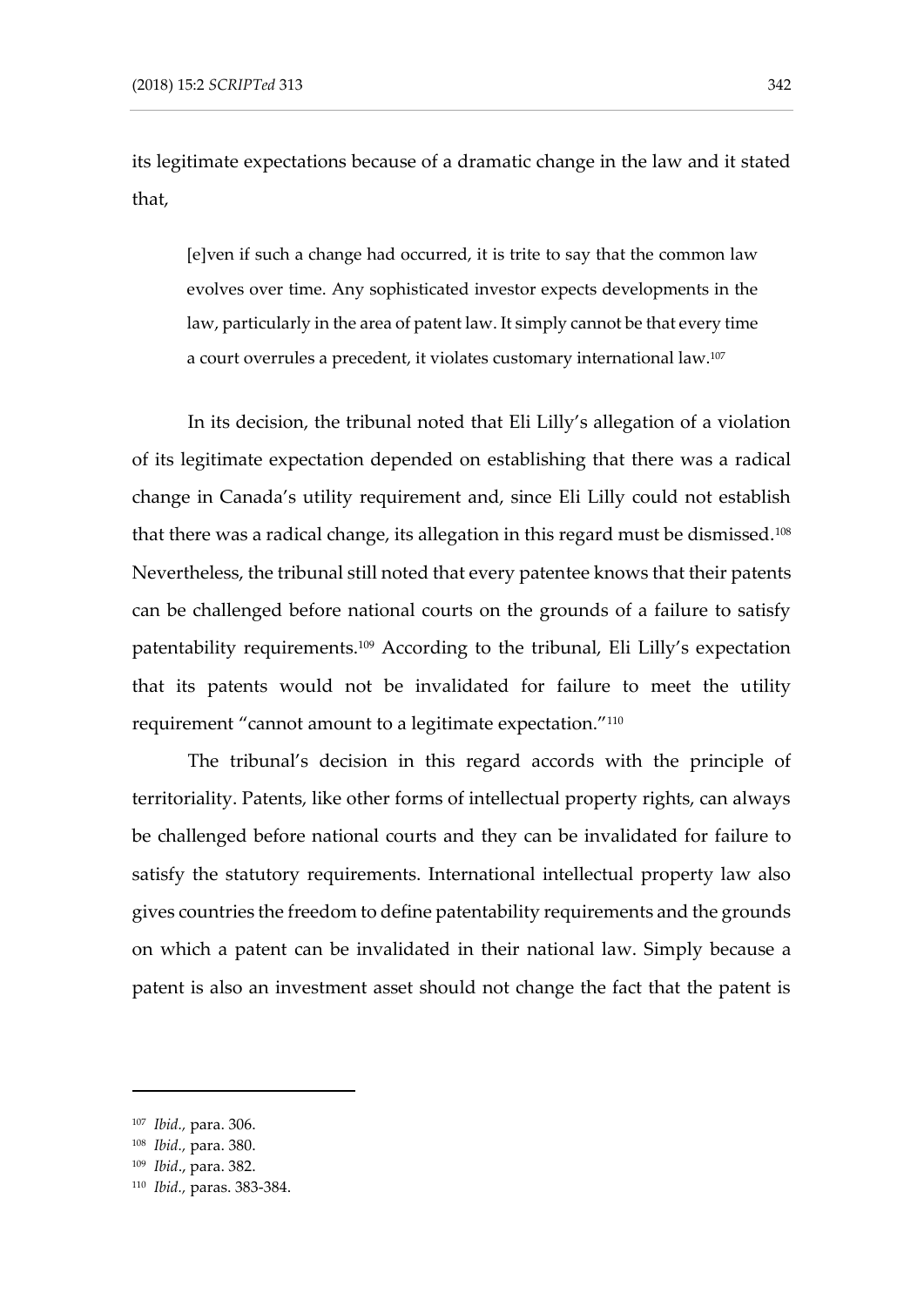its legitimate expectations because of a dramatic change in the law and it stated that,

> [e]ven if such a change had occurred, it is trite to say that the common law evolves over time. Any sophisticated investor expects developments in the law, particularly in the area of patent law. It simply cannot be that every time a court overrules a precedent, it violates customary international law.[107]

In its decision, the tribunal noted that Eli Lilly's allegation of a violation of its legitimate expectation depended on establishing that there was a radical change in Canada's utility requirement and, since Eli Lilly could not establish that there was a radical change, its allegation in this regard must be dismissed.[108] Nevertheless, the tribunal still noted that every patentee knows that their patents can be challenged before national courts on the grounds of a failure to satisfy patentability requirements.[109] According to the tribunal, Eli Lilly's expectation that its patents would not be invalidated for failure to meet the utility requirement "cannot amount to a legitimate expectation."[110]

The tribunal's decision in this regard accords with the principle of territoriality. Patents, like other forms of intellectual property rights, can always be challenged before national courts and they can be invalidated for failure to satisfy the statutory requirements. International intellectual property law also gives countries the freedom to define patentability requirements and the grounds on which a patent can be invalidated in their national law. Simply because a patent is also an investment asset should not change the fact that the patent is

---

[107] *Ibid.,* para. 306.

[108] *Ibid.,* para. 380.

[109] *Ibid*., para. 382.

[110] *Ibid.,* paras. 383-384.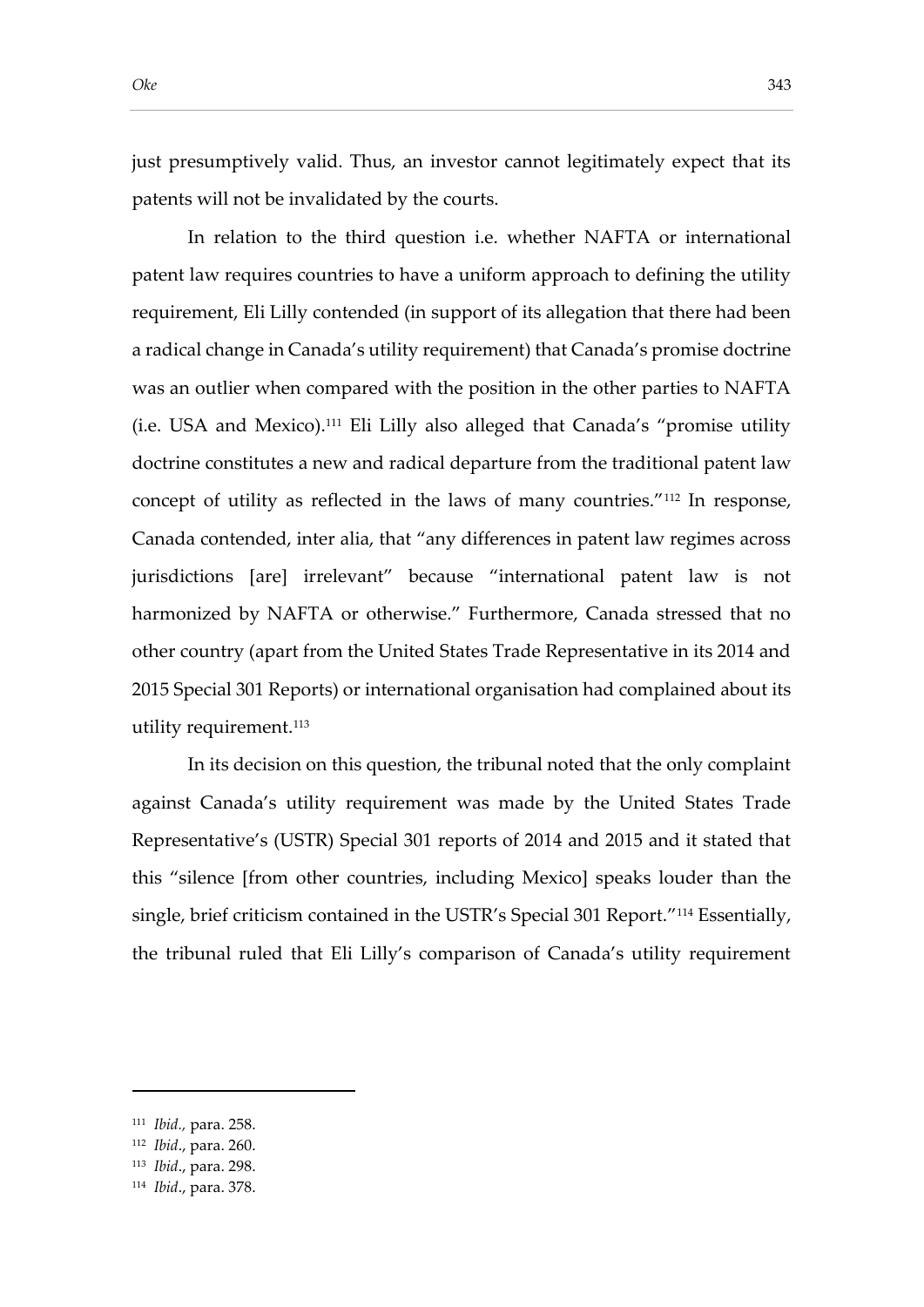just presumptively valid. Thus, an investor cannot legitimately expect that its patents will not be invalidated by the courts.

In relation to the third question i.e. whether NAFTA or international patent law requires countries to have a uniform approach to defining the utility requirement, Eli Lilly contended (in support of its allegation that there had been a radical change in Canada's utility requirement) that Canada's promise doctrine was an outlier when compared with the position in the other parties to NAFTA (i.e. USA and Mexico).[111] Eli Lilly also alleged that Canada's "promise utility doctrine constitutes a new and radical departure from the traditional patent law concept of utility as reflected in the laws of many countries."[112] In response, Canada contended, inter alia, that "any differences in patent law regimes across jurisdictions [are] irrelevant" because "international patent law is not harmonized by NAFTA or otherwise." Furthermore, Canada stressed that no other country (apart from the United States Trade Representative in its 2014 and 2015 Special 301 Reports) or international organisation had complained about its utility requirement.[113]

In its decision on this question, the tribunal noted that the only complaint against Canada's utility requirement was made by the United States Trade Representative's (USTR) Special 301 reports of 2014 and 2015 and it stated that this "silence [from other countries, including Mexico] speaks louder than the single, brief criticism contained in the USTR's Special 301 Report."[114] Essentially, the tribunal ruled that Eli Lilly's comparison of Canada's utility requirement

---

[111] *Ibid.,* para. 258.

[112] *Ibid*., para. 260.

[113] *Ibid*., para. 298.

[114] *Ibid*., para. 378.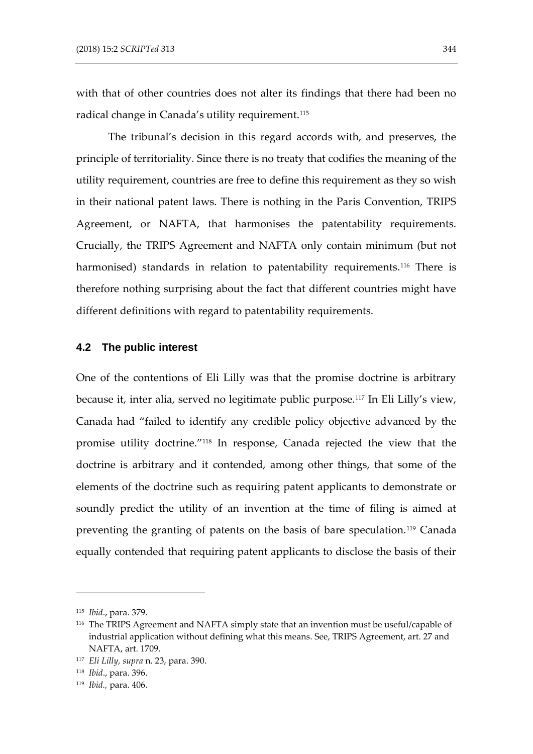with that of other countries does not alter its findings that there had been no radical change in Canada's utility requirement.[115]

The tribunal's decision in this regard accords with, and preserves, the principle of territoriality. Since there is no treaty that codifies the meaning of the utility requirement, countries are free to define this requirement as they so wish in their national patent laws. There is nothing in the Paris Convention, TRIPS Agreement, or NAFTA, that harmonises the patentability requirements. Crucially, the TRIPS Agreement and NAFTA only contain minimum (but not harmonised) standards in relation to patentability requirements.[116] There is therefore nothing surprising about the fact that different countries might have different definitions with regard to patentability requirements.

### 4.2 The public interest

One of the contentions of Eli Lilly was that the promise doctrine is arbitrary because it, inter alia, served no legitimate public purpose.[117] In Eli Lilly's view, Canada had "failed to identify any credible policy objective advanced by the promise utility doctrine."[118] In response, Canada rejected the view that the doctrine is arbitrary and it contended, among other things, that some of the elements of the doctrine such as requiring patent applicants to demonstrate or soundly predict the utility of an invention at the time of filing is aimed at preventing the granting of patents on the basis of bare speculation.[119] Canada equally contended that requiring patent applicants to disclose the basis of their

---

[115] *Ibid*., para. 379.

[116] The TRIPS Agreement and NAFTA simply state that an invention must be useful/capable of industrial application without defining what this means. See, TRIPS Agreement, art. 27 and NAFTA, art. 1709.

[117] *Eli Lilly, supra* n. 23, para. 390.

[118] *Ibid*., para. 396.

[119] *Ibid.,* para. 406.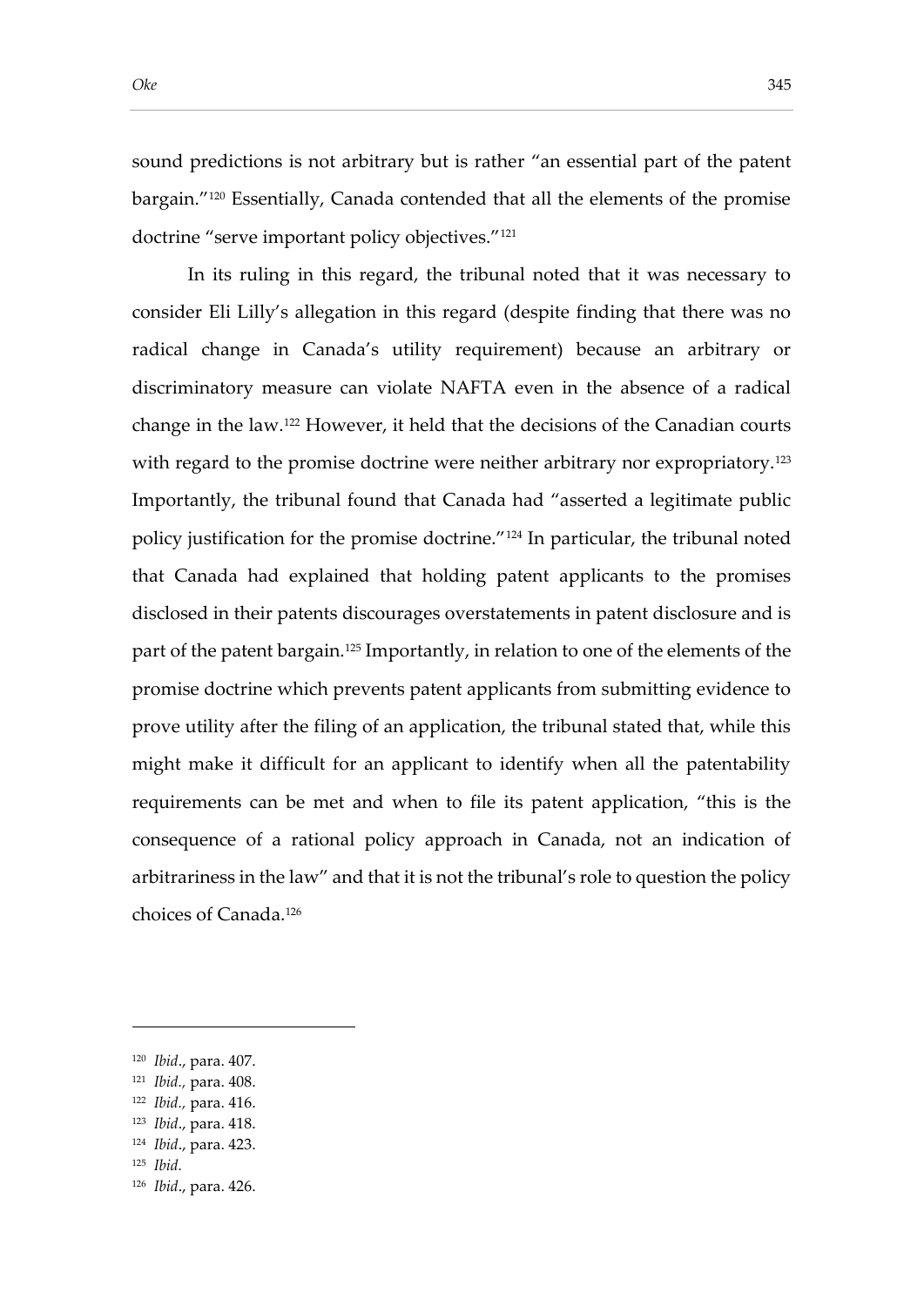sound predictions is not arbitrary but is rather "an essential part of the patent bargain."[120] Essentially, Canada contended that all the elements of the promise doctrine "serve important policy objectives."[121]

In its ruling in this regard, the tribunal noted that it was necessary to consider Eli Lilly's allegation in this regard (despite finding that there was no radical change in Canada's utility requirement) because an arbitrary or discriminatory measure can violate NAFTA even in the absence of a radical change in the law.[122] However, it held that the decisions of the Canadian courts with regard to the promise doctrine were neither arbitrary nor expropriatory.[123] Importantly, the tribunal found that Canada had "asserted a legitimate public policy justification for the promise doctrine."[124] In particular, the tribunal noted that Canada had explained that holding patent applicants to the promises disclosed in their patents discourages overstatements in patent disclosure and is part of the patent bargain.[125] Importantly, in relation to one of the elements of the promise doctrine which prevents patent applicants from submitting evidence to prove utility after the filing of an application, the tribunal stated that, while this might make it difficult for an applicant to identify when all the patentability requirements can be met and when to file its patent application, "this is the consequence of a rational policy approach in Canada, not an indication of arbitrariness in the law" and that it is not the tribunal's role to question the policy choices of Canada.[126]

---

[120] *Ibid*., para. 407.
[121] *Ibid.,* para. 408.
[122] *Ibid.,* para. 416.
[123] *Ibid*., para. 418.
[124] *Ibid*., para. 423.
[125] *Ibid.*
[126] *Ibid*., para. 426.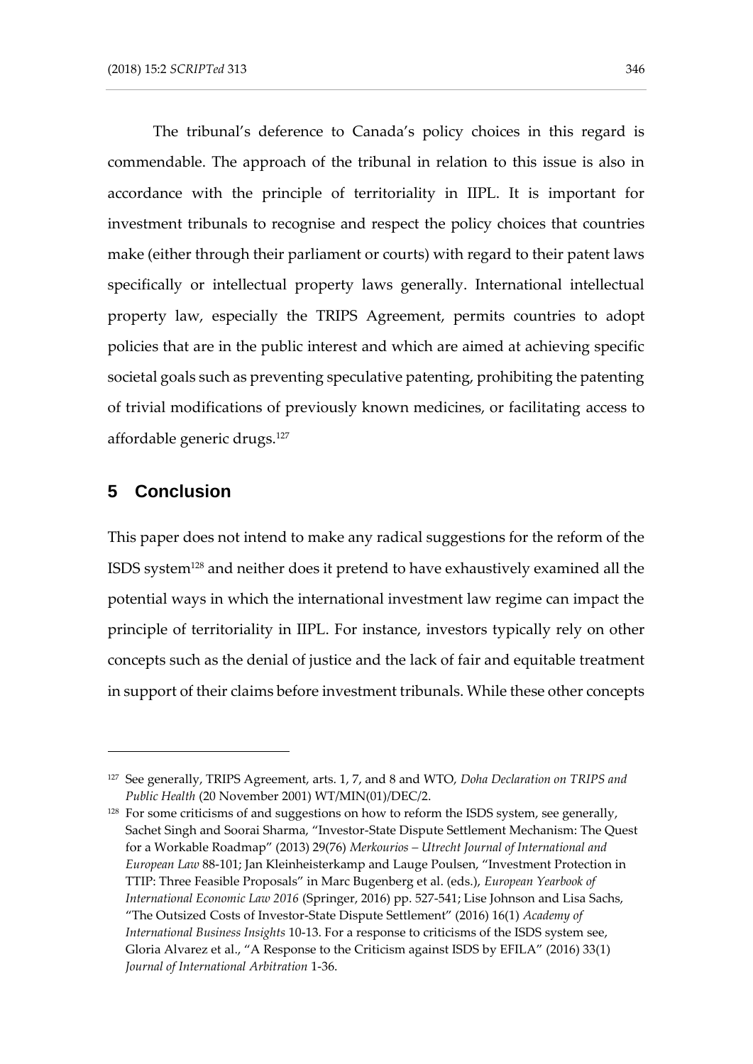The tribunal's deference to Canada's policy choices in this regard is commendable. The approach of the tribunal in relation to this issue is also in accordance with the principle of territoriality in IIPL. It is important for investment tribunals to recognise and respect the policy choices that countries make (either through their parliament or courts) with regard to their patent laws specifically or intellectual property laws generally. International intellectual property law, especially the TRIPS Agreement, permits countries to adopt policies that are in the public interest and which are aimed at achieving specific societal goals such as preventing speculative patenting, prohibiting the patenting of trivial modifications of previously known medicines, or facilitating access to affordable generic drugs.[127]

## 5 Conclusion

This paper does not intend to make any radical suggestions for the reform of the ISDS system[128] and neither does it pretend to have exhaustively examined all the potential ways in which the international investment law regime can impact the principle of territoriality in IIPL. For instance, investors typically rely on other concepts such as the denial of justice and the lack of fair and equitable treatment in support of their claims before investment tribunals. While these other concepts

---

[127] See generally, TRIPS Agreement, arts. 1, 7, and 8 and WTO, *Doha Declaration on TRIPS and Public Health* (20 November 2001) WT/MIN(01)/DEC/2.

[128] For some criticisms of and suggestions on how to reform the ISDS system, see generally, Sachet Singh and Soorai Sharma, "Investor-State Dispute Settlement Mechanism: The Quest for a Workable Roadmap" (2013) 29(76) *Merkourios – Utrecht Journal of International and European Law* 88-101; Jan Kleinheisterkamp and Lauge Poulsen, "Investment Protection in TTIP: Three Feasible Proposals" in Marc Bugenberg et al. (eds.), *European Yearbook of International Economic Law 2016* (Springer, 2016) pp. 527-541; Lise Johnson and Lisa Sachs, "The Outsized Costs of Investor-State Dispute Settlement" (2016) 16(1) *Academy of International Business Insights* 10-13. For a response to criticisms of the ISDS system see, Gloria Alvarez et al., "A Response to the Criticism against ISDS by EFILA" (2016) 33(1) *Journal of International Arbitration* 1-36.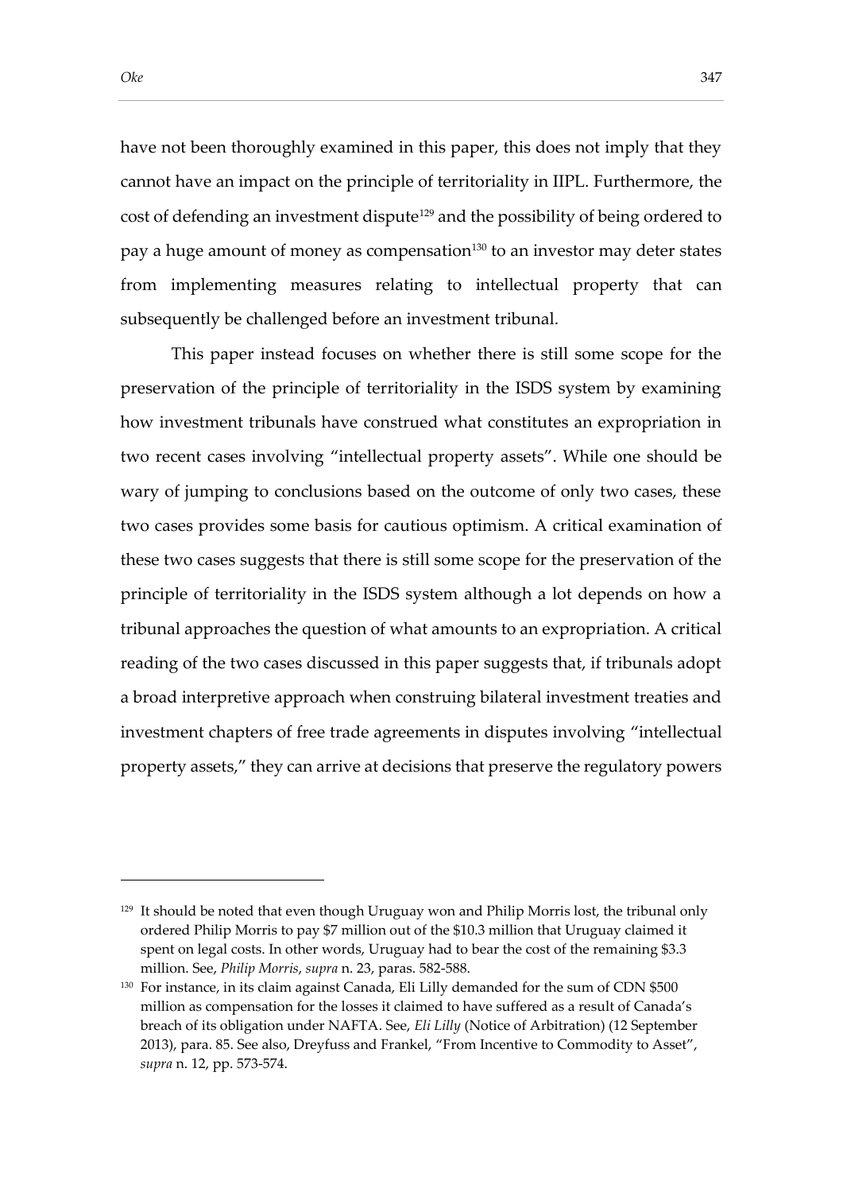have not been thoroughly examined in this paper, this does not imply that they cannot have an impact on the principle of territoriality in IIPL. Furthermore, the cost of defending an investment dispute[129] and the possibility of being ordered to pay a huge amount of money as compensation[130] to an investor may deter states from implementing measures relating to intellectual property that can subsequently be challenged before an investment tribunal.

This paper instead focuses on whether there is still some scope for the preservation of the principle of territoriality in the ISDS system by examining how investment tribunals have construed what constitutes an expropriation in two recent cases involving "intellectual property assets". While one should be wary of jumping to conclusions based on the outcome of only two cases, these two cases provides some basis for cautious optimism. A critical examination of these two cases suggests that there is still some scope for the preservation of the principle of territoriality in the ISDS system although a lot depends on how a tribunal approaches the question of what amounts to an expropriation. A critical reading of the two cases discussed in this paper suggests that, if tribunals adopt a broad interpretive approach when construing bilateral investment treaties and investment chapters of free trade agreements in disputes involving "intellectual property assets," they can arrive at decisions that preserve the regulatory powers

---

[129] It should be noted that even though Uruguay won and Philip Morris lost, the tribunal only ordered Philip Morris to pay $7 million out of the $10.3 million that Uruguay claimed it spent on legal costs. In other words, Uruguay had to bear the cost of the remaining $3.3 million. See, *Philip Morris*, *supra* n. 23, paras. 582-588.

[130] For instance, in its claim against Canada, Eli Lilly demanded for the sum of CDN $500 million as compensation for the losses it claimed to have suffered as a result of Canada's breach of its obligation under NAFTA. See, *Eli Lilly* (Notice of Arbitration) (12 September 2013), para. 85. See also, Dreyfuss and Frankel, "From Incentive to Commodity to Asset", *supra* n. 12, pp. 573-574.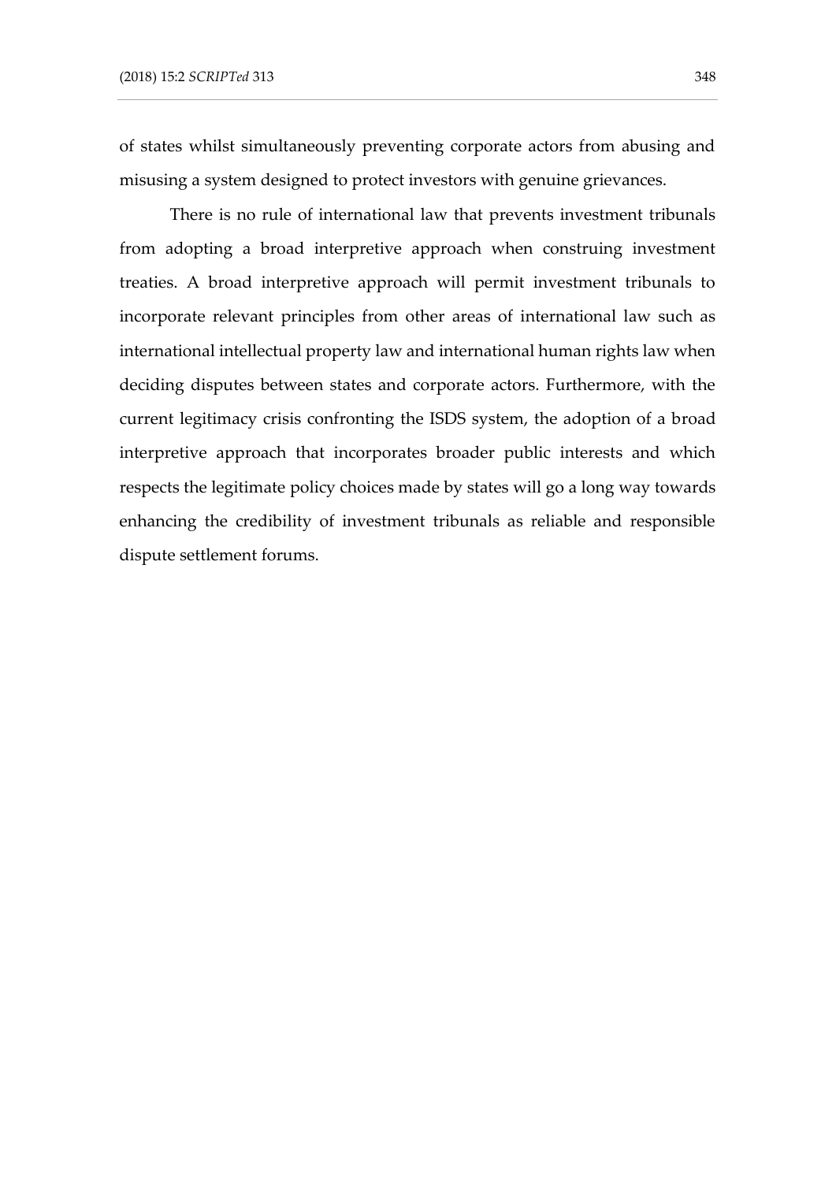of states whilst simultaneously preventing corporate actors from abusing and misusing a system designed to protect investors with genuine grievances.

There is no rule of international law that prevents investment tribunals from adopting a broad interpretive approach when construing investment treaties. A broad interpretive approach will permit investment tribunals to incorporate relevant principles from other areas of international law such as international intellectual property law and international human rights law when deciding disputes between states and corporate actors. Furthermore, with the current legitimacy crisis confronting the ISDS system, the adoption of a broad interpretive approach that incorporates broader public interests and which respects the legitimate policy choices made by states will go a long way towards enhancing the credibility of investment tribunals as reliable and responsible dispute settlement forums.